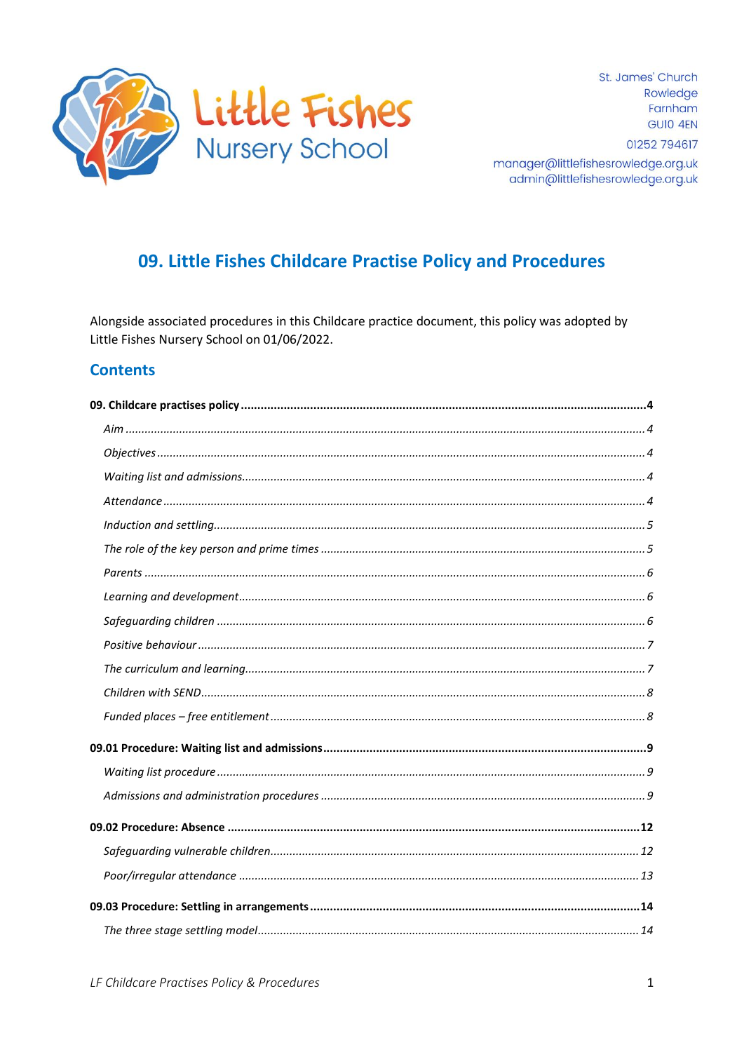Little Fishes Nursery School

St. James' Church
Rowledge
Farnham
GU10 4EN
01252 794617
manager@littlefishesrowledge.org.uk
admin@littlefishesrowledge.org.uk

# 09. Little Fishes Childcare Practise Policy and Procedures

Alongside associated procedures in this Childcare practice document, this policy was adopted by Little Fishes Nursery School on 01/06/2022.

## Contents

**09. Childcare practises policy ..... 4**

*Aim ..... 4*

*Objectives ..... 4*

*Waiting list and admissions ..... 4*

*Attendance ..... 4*

*Induction and settling ..... 5*

*The role of the key person and prime times ..... 5*

*Parents ..... 6*

*Learning and development ..... 6*

*Safeguarding children ..... 6*

*Positive behaviour ..... 7*

*The curriculum and learning ..... 7*

*Children with SEND ..... 8*

*Funded places – free entitlement ..... 8*

**09.01 Procedure: Waiting list and admissions ..... 9**

*Waiting list procedure ..... 9*

*Admissions and administration procedures ..... 9*

**09.02 Procedure: Absence ..... 12**

*Safeguarding vulnerable children ..... 12*

*Poor/irregular attendance ..... 13*

**09.03 Procedure: Settling in arrangements ..... 14**

*The three stage settling model ..... 14*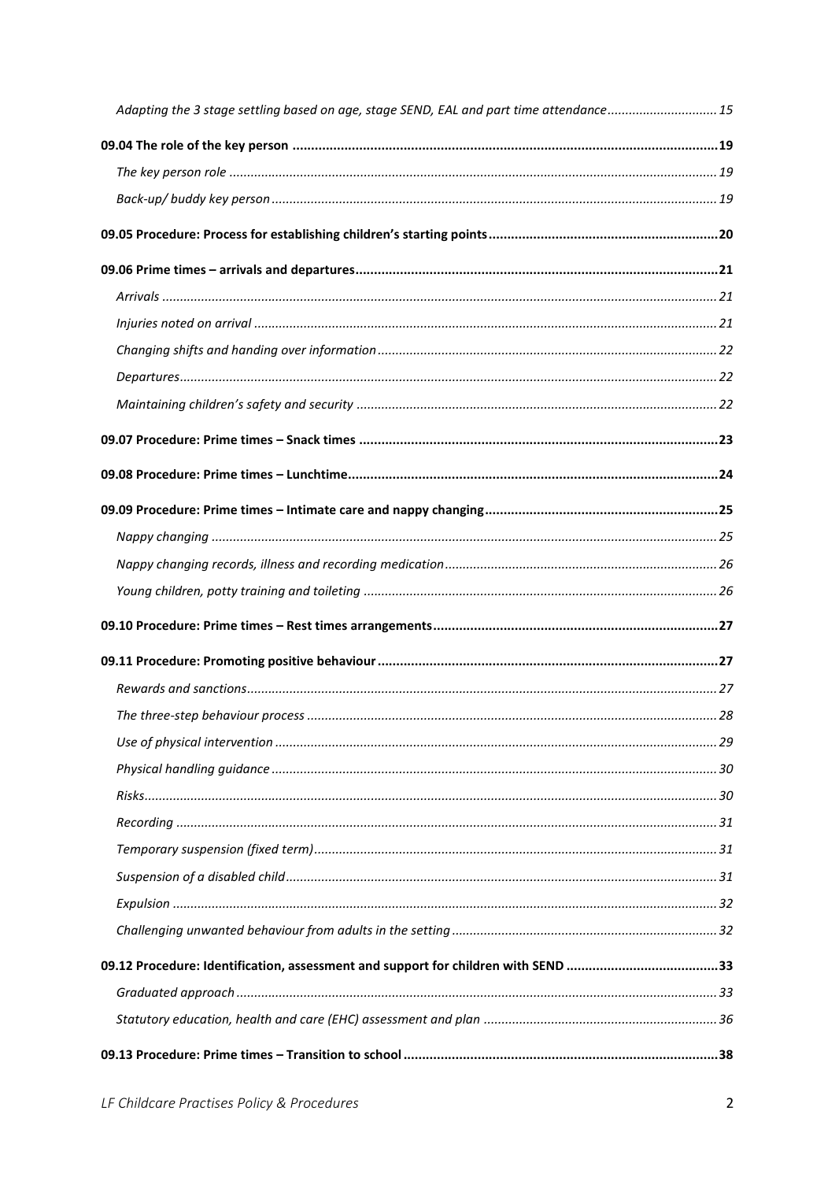*Adapting the 3 stage settling based on age, stage SEND, EAL and part time attendance* .............................. 15

**09.04 The role of the key person** ........................................................................................................ **19**

*The key person role* ........................................................................................................................ 19

*Back-up/ buddy key person* .............................................................................................................. 19

**09.05 Procedure: Process for establishing children's starting points** ................................................ **20**

**09.06 Prime times – arrivals and departures** ....................................................................................... **21**

*Arrivals* ............................................................................................................................................ 21

*Injuries noted on arrival* ................................................................................................................... 21

*Changing shifts and handing over information* ................................................................................ 22

*Departures* ....................................................................................................................................... 22

*Maintaining children's safety and security* ...................................................................................... 22

**09.07 Procedure: Prime times – Snack times** ....................................................................................... **23**

**09.08 Procedure: Prime times – Lunchtime** ........................................................................................... **24**

**09.09 Procedure: Prime times – Intimate care and nappy changing** ................................................... **25**

*Nappy changing* ............................................................................................................................... 25

*Nappy changing records, illness and recording medication* ............................................................ 26

*Young children, potty training and toileting* .................................................................................... 26

**09.10 Procedure: Prime times – Rest times arrangements** ................................................................. **27**

**09.11 Procedure: Promoting positive behaviour** .................................................................................. **27**

*Rewards and sanctions* ..................................................................................................................... 27

*The three-step behaviour process* .................................................................................................... 28

*Use of physical intervention* ............................................................................................................. 29

*Physical handling guidance* .............................................................................................................. 30

*Risks* ................................................................................................................................................. 30

*Recording* ......................................................................................................................................... 31

*Temporary suspension (fixed term)* ................................................................................................. 31

*Suspension of a disabled child* ......................................................................................................... 31

*Expulsion* ......................................................................................................................................... 32

*Challenging unwanted behaviour from adults in the setting* ........................................................... 32

**09.12 Procedure: Identification, assessment and support for children with SEND** ............................. **33**

*Graduated approach* ........................................................................................................................ 33

*Statutory education, health and care (EHC) assessment and plan* .................................................. 36

**09.13 Procedure: Prime times – Transition to school** ........................................................................... **38**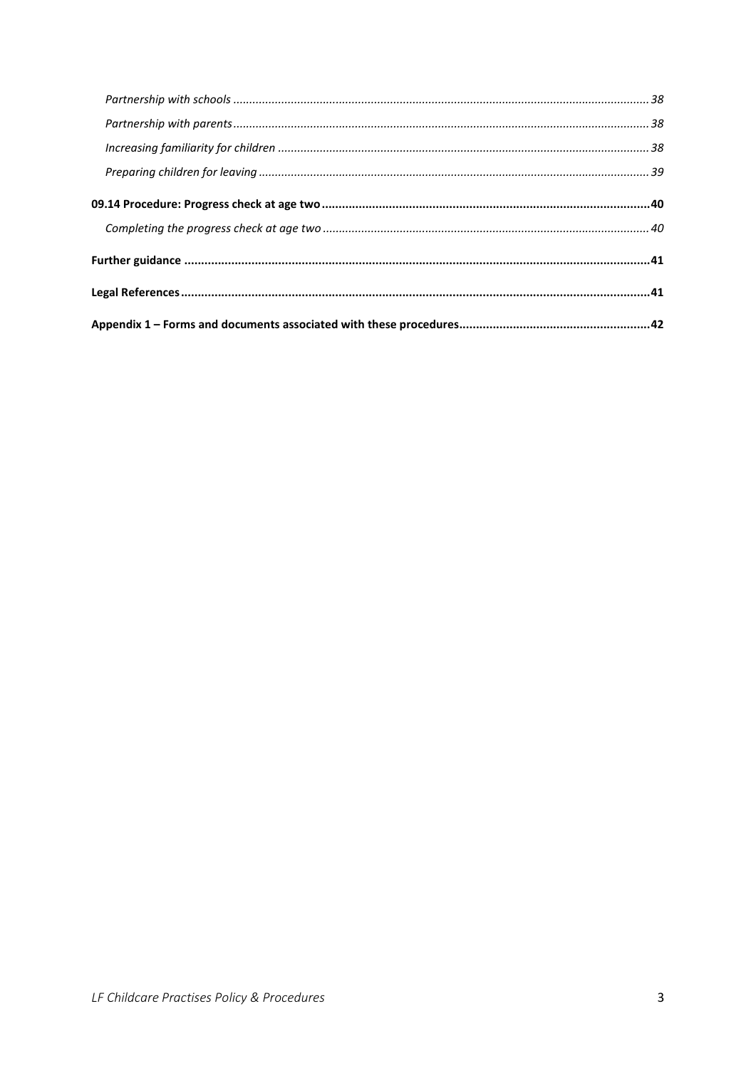*Partnership with schools* ........ 38

*Partnership with parents* ........ 38

*Increasing familiarity for children* ........ 38

*Preparing children for leaving* ........ 39

**09.14 Procedure: Progress check at age two** ........ **40**

*Completing the progress check at age two* ........ 40

**Further guidance** ........ **41**

**Legal References** ........ **41**

**Appendix 1 – Forms and documents associated with these procedures** ........ **42**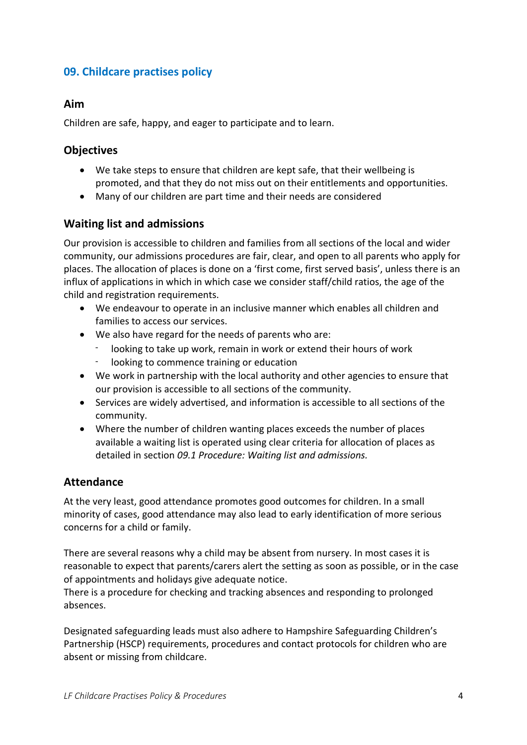## 09. Childcare practises policy

### Aim

Children are safe, happy, and eager to participate and to learn.

### Objectives

- We take steps to ensure that children are kept safe, that their wellbeing is promoted, and that they do not miss out on their entitlements and opportunities.
- Many of our children are part time and their needs are considered

### Waiting list and admissions

Our provision is accessible to children and families from all sections of the local and wider community, our admissions procedures are fair, clear, and open to all parents who apply for places. The allocation of places is done on a 'first come, first served basis', unless there is an influx of applications in which in which case we consider staff/child ratios, the age of the child and registration requirements.

- We endeavour to operate in an inclusive manner which enables all children and families to access our services.
- We also have regard for the needs of parents who are:
  - looking to take up work, remain in work or extend their hours of work
  - looking to commence training or education
- We work in partnership with the local authority and other agencies to ensure that our provision is accessible to all sections of the community.
- Services are widely advertised, and information is accessible to all sections of the community.
- Where the number of children wanting places exceeds the number of places available a waiting list is operated using clear criteria for allocation of places as detailed in section *09.1 Procedure: Waiting list and admissions.*

### Attendance

At the very least, good attendance promotes good outcomes for children. In a small minority of cases, good attendance may also lead to early identification of more serious concerns for a child or family.

There are several reasons why a child may be absent from nursery. In most cases it is reasonable to expect that parents/carers alert the setting as soon as possible, or in the case of appointments and holidays give adequate notice.
There is a procedure for checking and tracking absences and responding to prolonged absences.

Designated safeguarding leads must also adhere to Hampshire Safeguarding Children's Partnership (HSCP) requirements, procedures and contact protocols for children who are absent or missing from childcare.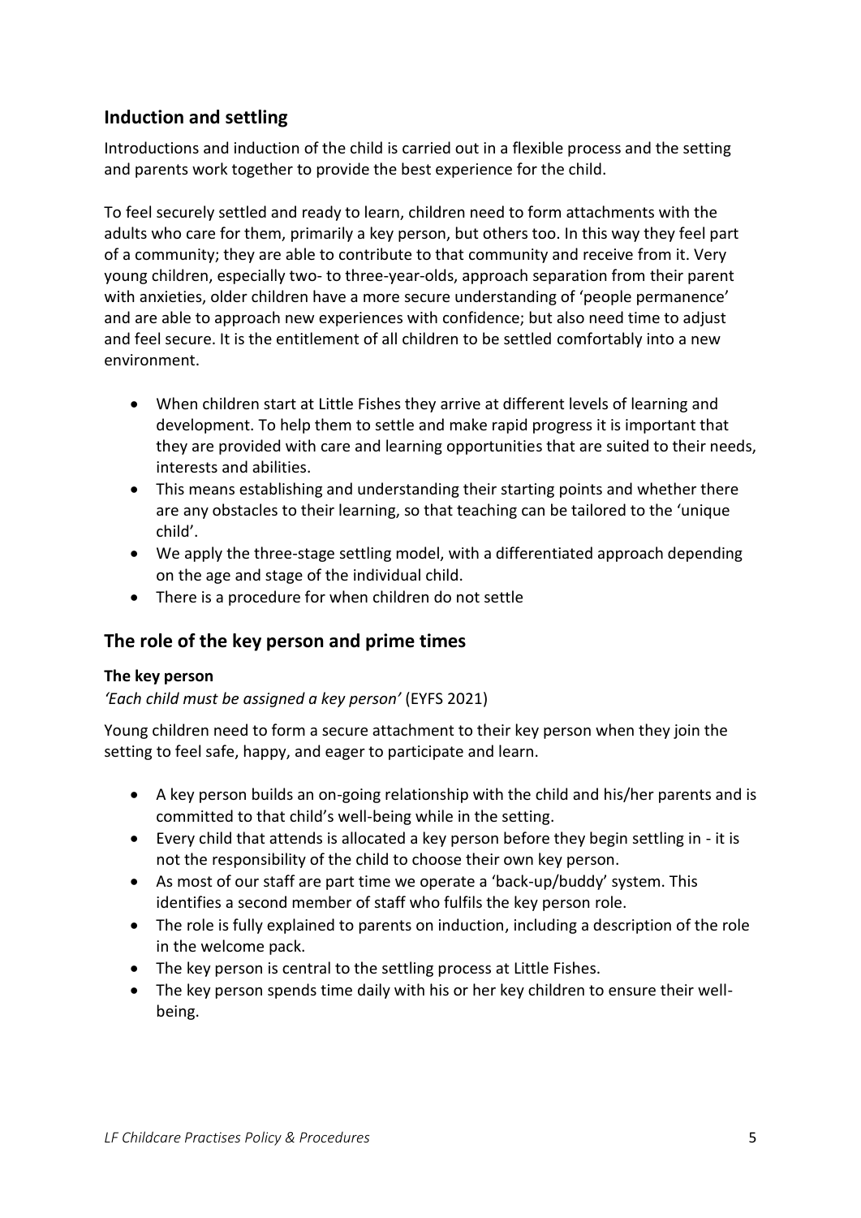## Induction and settling

Introductions and induction of the child is carried out in a flexible process and the setting and parents work together to provide the best experience for the child.

To feel securely settled and ready to learn, children need to form attachments with the adults who care for them, primarily a key person, but others too. In this way they feel part of a community; they are able to contribute to that community and receive from it. Very young children, especially two- to three-year-olds, approach separation from their parent with anxieties, older children have a more secure understanding of 'people permanence' and are able to approach new experiences with confidence; but also need time to adjust and feel secure. It is the entitlement of all children to be settled comfortably into a new environment.

- When children start at Little Fishes they arrive at different levels of learning and development. To help them to settle and make rapid progress it is important that they are provided with care and learning opportunities that are suited to their needs, interests and abilities.
- This means establishing and understanding their starting points and whether there are any obstacles to their learning, so that teaching can be tailored to the 'unique child'.
- We apply the three-stage settling model, with a differentiated approach depending on the age and stage of the individual child.
- There is a procedure for when children do not settle

## The role of the key person and prime times

### The key person

*'Each child must be assigned a key person'* (EYFS 2021)

Young children need to form a secure attachment to their key person when they join the setting to feel safe, happy, and eager to participate and learn.

- A key person builds an on-going relationship with the child and his/her parents and is committed to that child's well-being while in the setting.
- Every child that attends is allocated a key person before they begin settling in - it is not the responsibility of the child to choose their own key person.
- As most of our staff are part time we operate a 'back-up/buddy' system. This identifies a second member of staff who fulfils the key person role.
- The role is fully explained to parents on induction, including a description of the role in the welcome pack.
- The key person is central to the settling process at Little Fishes.
- The key person spends time daily with his or her key children to ensure their well-being.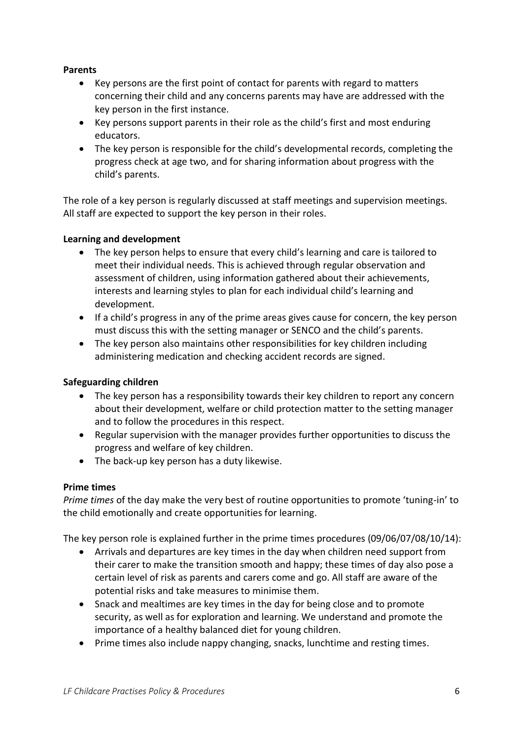**Parents**

- Key persons are the first point of contact for parents with regard to matters concerning their child and any concerns parents may have are addressed with the key person in the first instance.
- Key persons support parents in their role as the child's first and most enduring educators.
- The key person is responsible for the child's developmental records, completing the progress check at age two, and for sharing information about progress with the child's parents.

The role of a key person is regularly discussed at staff meetings and supervision meetings. All staff are expected to support the key person in their roles.

**Learning and development**

- The key person helps to ensure that every child's learning and care is tailored to meet their individual needs. This is achieved through regular observation and assessment of children, using information gathered about their achievements, interests and learning styles to plan for each individual child's learning and development.
- If a child's progress in any of the prime areas gives cause for concern, the key person must discuss this with the setting manager or SENCO and the child's parents.
- The key person also maintains other responsibilities for key children including administering medication and checking accident records are signed.

**Safeguarding children**

- The key person has a responsibility towards their key children to report any concern about their development, welfare or child protection matter to the setting manager and to follow the procedures in this respect.
- Regular supervision with the manager provides further opportunities to discuss the progress and welfare of key children.
- The back-up key person has a duty likewise.

**Prime times**

*Prime times* of the day make the very best of routine opportunities to promote 'tuning-in' to the child emotionally and create opportunities for learning.

The key person role is explained further in the prime times procedures (09/06/07/08/10/14):

- Arrivals and departures are key times in the day when children need support from their carer to make the transition smooth and happy; these times of day also pose a certain level of risk as parents and carers come and go. All staff are aware of the potential risks and take measures to minimise them.
- Snack and mealtimes are key times in the day for being close and to promote security, as well as for exploration and learning. We understand and promote the importance of a healthy balanced diet for young children.
- Prime times also include nappy changing, snacks, lunchtime and resting times.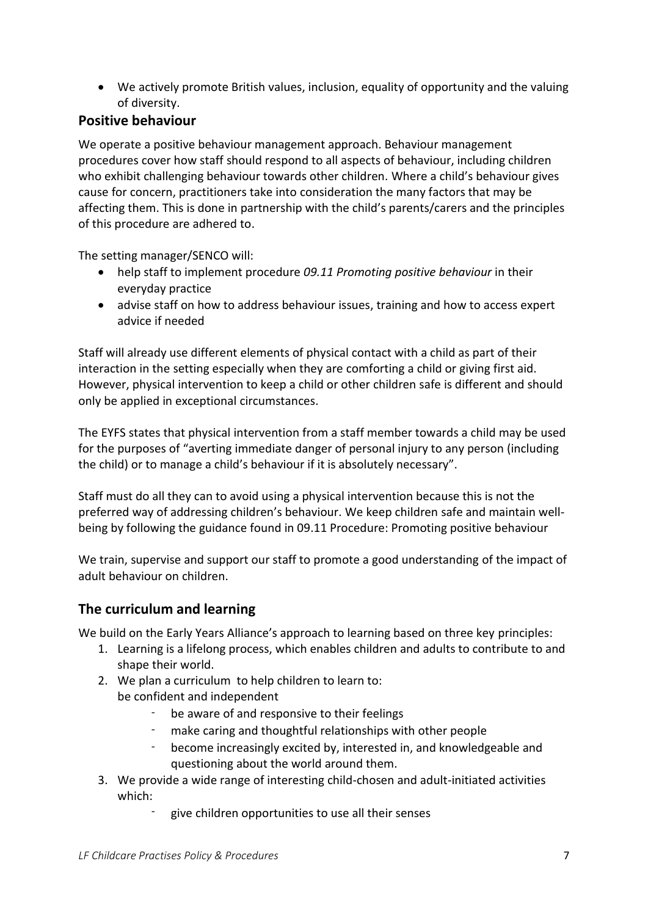- We actively promote British values, inclusion, equality of opportunity and the valuing of diversity.

## Positive behaviour

We operate a positive behaviour management approach. Behaviour management procedures cover how staff should respond to all aspects of behaviour, including children who exhibit challenging behaviour towards other children. Where a child's behaviour gives cause for concern, practitioners take into consideration the many factors that may be affecting them. This is done in partnership with the child's parents/carers and the principles of this procedure are adhered to.

The setting manager/SENCO will:

- help staff to implement procedure *09.11 Promoting positive behaviour* in their everyday practice
- advise staff on how to address behaviour issues, training and how to access expert advice if needed

Staff will already use different elements of physical contact with a child as part of their interaction in the setting especially when they are comforting a child or giving first aid. However, physical intervention to keep a child or other children safe is different and should only be applied in exceptional circumstances.

The EYFS states that physical intervention from a staff member towards a child may be used for the purposes of "averting immediate danger of personal injury to any person (including the child) or to manage a child's behaviour if it is absolutely necessary".

Staff must do all they can to avoid using a physical intervention because this is not the preferred way of addressing children's behaviour. We keep children safe and maintain well-being by following the guidance found in 09.11 Procedure: Promoting positive behaviour

We train, supervise and support our staff to promote a good understanding of the impact of adult behaviour on children.

## The curriculum and learning

We build on the Early Years Alliance's approach to learning based on three key principles:

1. Learning is a lifelong process, which enables children and adults to contribute to and shape their world.
2. We plan a curriculum to help children to learn to:
   be confident and independent
   - be aware of and responsive to their feelings
   - make caring and thoughtful relationships with other people
   - become increasingly excited by, interested in, and knowledgeable and questioning about the world around them.
3. We provide a wide range of interesting child-chosen and adult-initiated activities which:
   - give children opportunities to use all their senses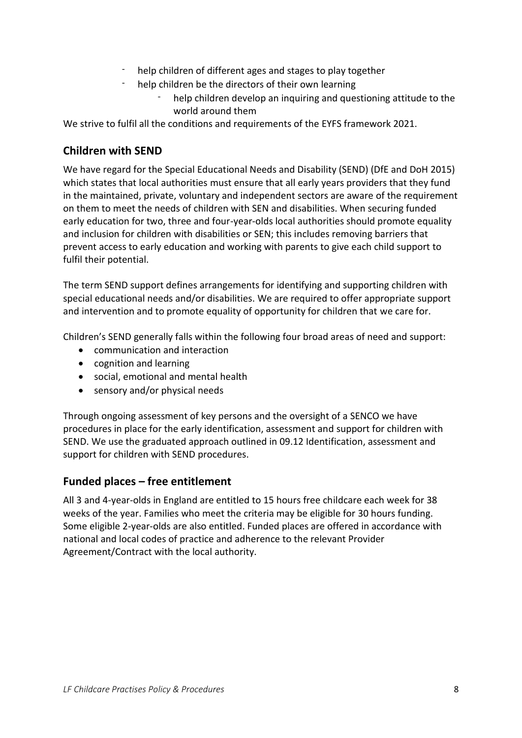- help children of different ages and stages to play together
- help children be the directors of their own learning
    - help children develop an inquiring and questioning attitude to the world around them

We strive to fulfil all the conditions and requirements of the EYFS framework 2021.

## Children with SEND

We have regard for the Special Educational Needs and Disability (SEND) (DfE and DoH 2015) which states that local authorities must ensure that all early years providers that they fund in the maintained, private, voluntary and independent sectors are aware of the requirement on them to meet the needs of children with SEN and disabilities. When securing funded early education for two, three and four-year-olds local authorities should promote equality and inclusion for children with disabilities or SEN; this includes removing barriers that prevent access to early education and working with parents to give each child support to fulfil their potential.

The term SEND support defines arrangements for identifying and supporting children with special educational needs and/or disabilities. We are required to offer appropriate support and intervention and to promote equality of opportunity for children that we care for.

Children's SEND generally falls within the following four broad areas of need and support:

- communication and interaction
- cognition and learning
- social, emotional and mental health
- sensory and/or physical needs

Through ongoing assessment of key persons and the oversight of a SENCO we have procedures in place for the early identification, assessment and support for children with SEND. We use the graduated approach outlined in 09.12 Identification, assessment and support for children with SEND procedures.

## Funded places – free entitlement

All 3 and 4-year-olds in England are entitled to 15 hours free childcare each week for 38 weeks of the year. Families who meet the criteria may be eligible for 30 hours funding. Some eligible 2-year-olds are also entitled. Funded places are offered in accordance with national and local codes of practice and adherence to the relevant Provider Agreement/Contract with the local authority.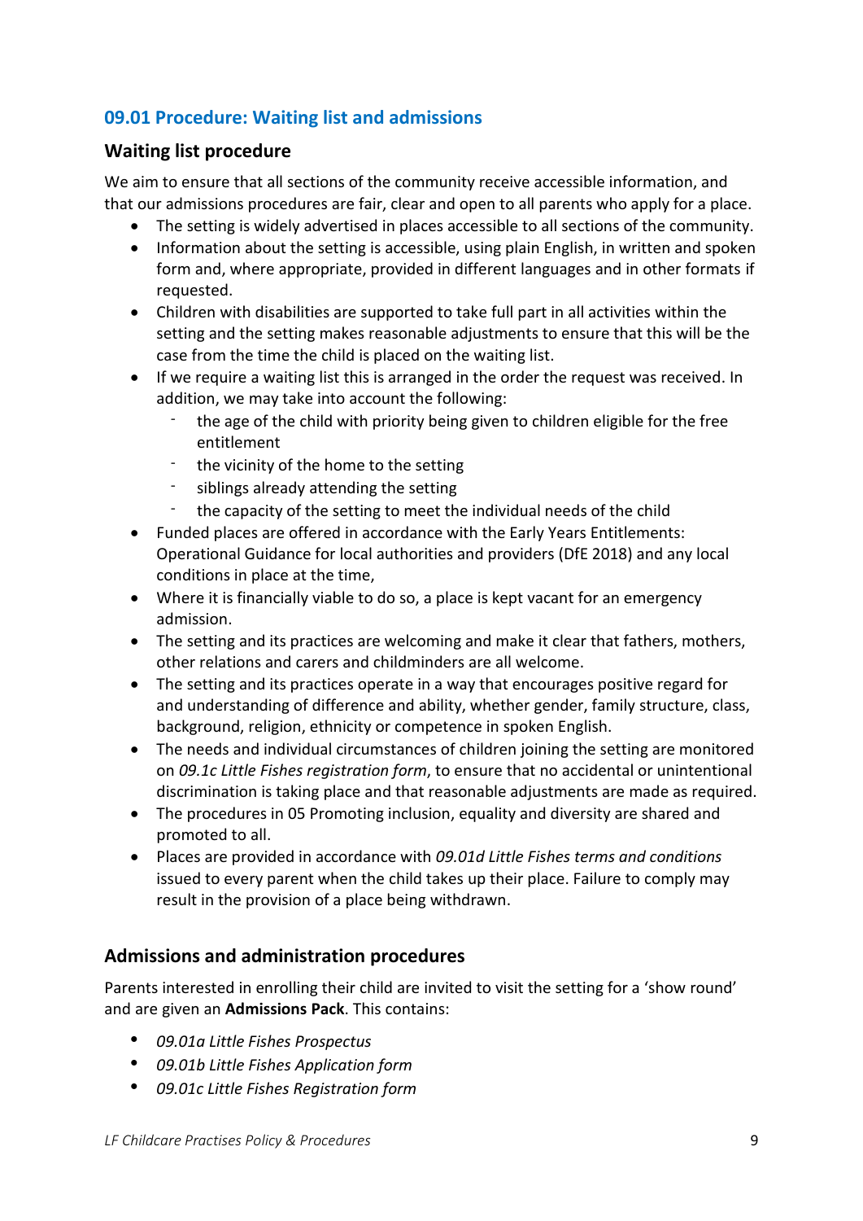## 09.01 Procedure: Waiting list and admissions

### Waiting list procedure

We aim to ensure that all sections of the community receive accessible information, and that our admissions procedures are fair, clear and open to all parents who apply for a place.

- The setting is widely advertised in places accessible to all sections of the community.
- Information about the setting is accessible, using plain English, in written and spoken form and, where appropriate, provided in different languages and in other formats if requested.
- Children with disabilities are supported to take full part in all activities within the setting and the setting makes reasonable adjustments to ensure that this will be the case from the time the child is placed on the waiting list.
- If we require a waiting list this is arranged in the order the request was received. In addition, we may take into account the following:
  - the age of the child with priority being given to children eligible for the free entitlement
  - the vicinity of the home to the setting
  - siblings already attending the setting
  - the capacity of the setting to meet the individual needs of the child
- Funded places are offered in accordance with the Early Years Entitlements: Operational Guidance for local authorities and providers (DfE 2018) and any local conditions in place at the time,
- Where it is financially viable to do so, a place is kept vacant for an emergency admission.
- The setting and its practices are welcoming and make it clear that fathers, mothers, other relations and carers and childminders are all welcome.
- The setting and its practices operate in a way that encourages positive regard for and understanding of difference and ability, whether gender, family structure, class, background, religion, ethnicity or competence in spoken English.
- The needs and individual circumstances of children joining the setting are monitored on *09.1c Little Fishes registration form*, to ensure that no accidental or unintentional discrimination is taking place and that reasonable adjustments are made as required.
- The procedures in 05 Promoting inclusion, equality and diversity are shared and promoted to all.
- Places are provided in accordance with *09.01d Little Fishes terms and conditions* issued to every parent when the child takes up their place. Failure to comply may result in the provision of a place being withdrawn.

### Admissions and administration procedures

Parents interested in enrolling their child are invited to visit the setting for a 'show round' and are given an **Admissions Pack**. This contains:

- *09.01a Little Fishes Prospectus*
- *09.01b Little Fishes Application form*
- *09.01c Little Fishes Registration form*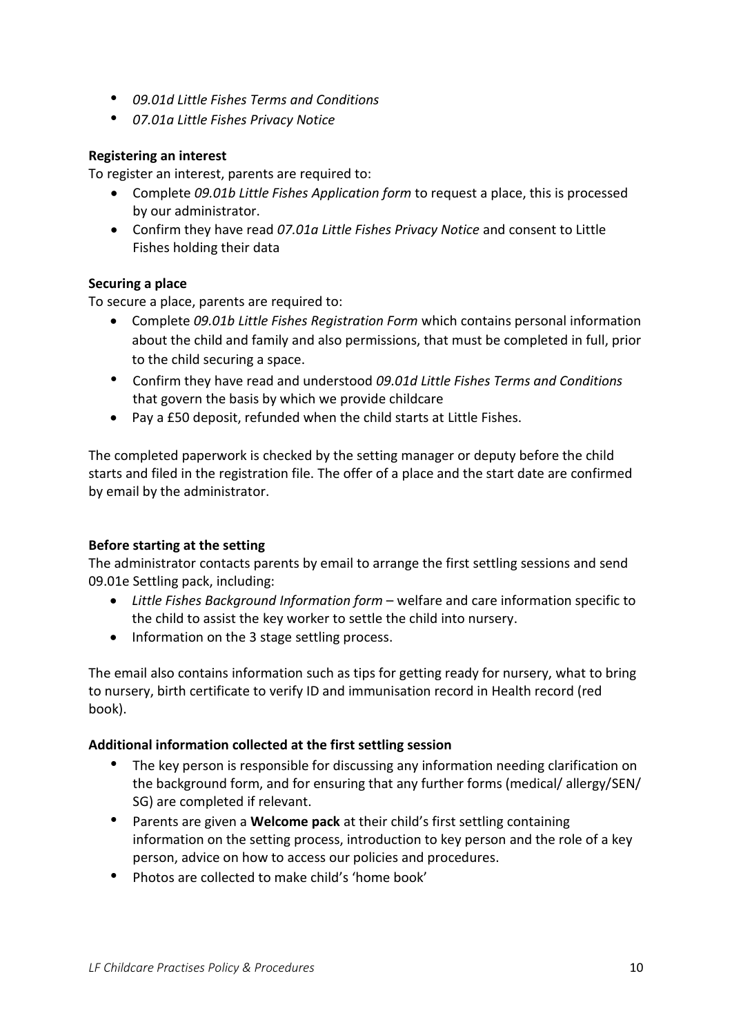- *09.01d Little Fishes Terms and Conditions*
- *07.01a Little Fishes Privacy Notice*

**Registering an interest**

To register an interest, parents are required to:

- Complete *09.01b Little Fishes Application form* to request a place, this is processed by our administrator.
- Confirm they have read *07.01a Little Fishes Privacy Notice* and consent to Little Fishes holding their data

**Securing a place**

To secure a place, parents are required to:

- Complete *09.01b Little Fishes Registration Form* which contains personal information about the child and family and also permissions, that must be completed in full, prior to the child securing a space.
- Confirm they have read and understood *09.01d Little Fishes Terms and Conditions* that govern the basis by which we provide childcare
- Pay a £50 deposit, refunded when the child starts at Little Fishes.

The completed paperwork is checked by the setting manager or deputy before the child starts and filed in the registration file. The offer of a place and the start date are confirmed by email by the administrator.

**Before starting at the setting**

The administrator contacts parents by email to arrange the first settling sessions and send 09.01e Settling pack, including:

- *Little Fishes Background Information form* – welfare and care information specific to the child to assist the key worker to settle the child into nursery.
- Information on the 3 stage settling process.

The email also contains information such as tips for getting ready for nursery, what to bring to nursery, birth certificate to verify ID and immunisation record in Health record (red book).

**Additional information collected at the first settling session**

- The key person is responsible for discussing any information needing clarification on the background form, and for ensuring that any further forms (medical/ allergy/SEN/ SG) are completed if relevant.
- Parents are given a **Welcome pack** at their child's first settling containing information on the setting process, introduction to key person and the role of a key person, advice on how to access our policies and procedures.
- Photos are collected to make child's 'home book'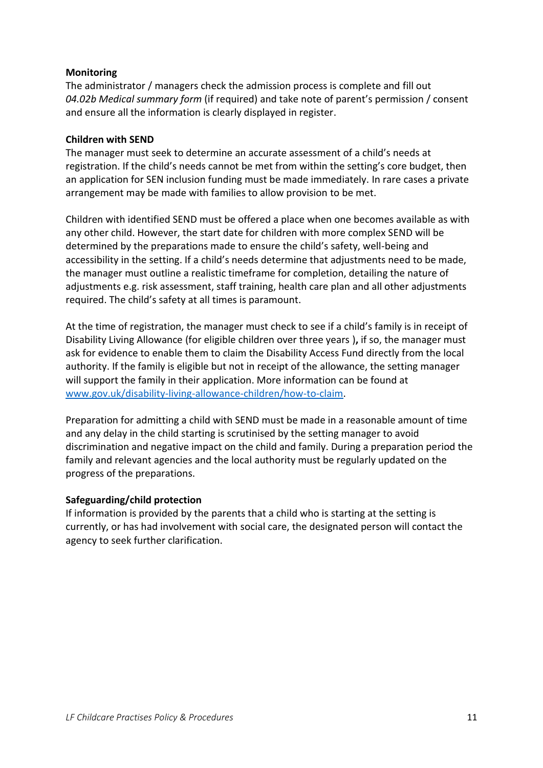**Monitoring**

The administrator / managers check the admission process is complete and fill out *04.02b Medical summary form* (if required) and take note of parent's permission / consent and ensure all the information is clearly displayed in register.

**Children with SEND**

The manager must seek to determine an accurate assessment of a child's needs at registration. If the child's needs cannot be met from within the setting's core budget, then an application for SEN inclusion funding must be made immediately. In rare cases a private arrangement may be made with families to allow provision to be met.

Children with identified SEND must be offered a place when one becomes available as with any other child. However, the start date for children with more complex SEND will be determined by the preparations made to ensure the child's safety, well-being and accessibility in the setting. If a child's needs determine that adjustments need to be made, the manager must outline a realistic timeframe for completion, detailing the nature of adjustments e.g. risk assessment, staff training, health care plan and all other adjustments required. The child's safety at all times is paramount.

At the time of registration, the manager must check to see if a child's family is in receipt of Disability Living Allowance (for eligible children over three years )**,** if so, the manager must ask for evidence to enable them to claim the Disability Access Fund directly from the local authority. If the family is eligible but not in receipt of the allowance, the setting manager will support the family in their application. More information can be found at [www.gov.uk/disability-living-allowance-children/how-to-claim](http://www.gov.uk/disability-living-allowance-children/how-to-claim).

Preparation for admitting a child with SEND must be made in a reasonable amount of time and any delay in the child starting is scrutinised by the setting manager to avoid discrimination and negative impact on the child and family. During a preparation period the family and relevant agencies and the local authority must be regularly updated on the progress of the preparations.

**Safeguarding/child protection**

If information is provided by the parents that a child who is starting at the setting is currently, or has had involvement with social care, the designated person will contact the agency to seek further clarification.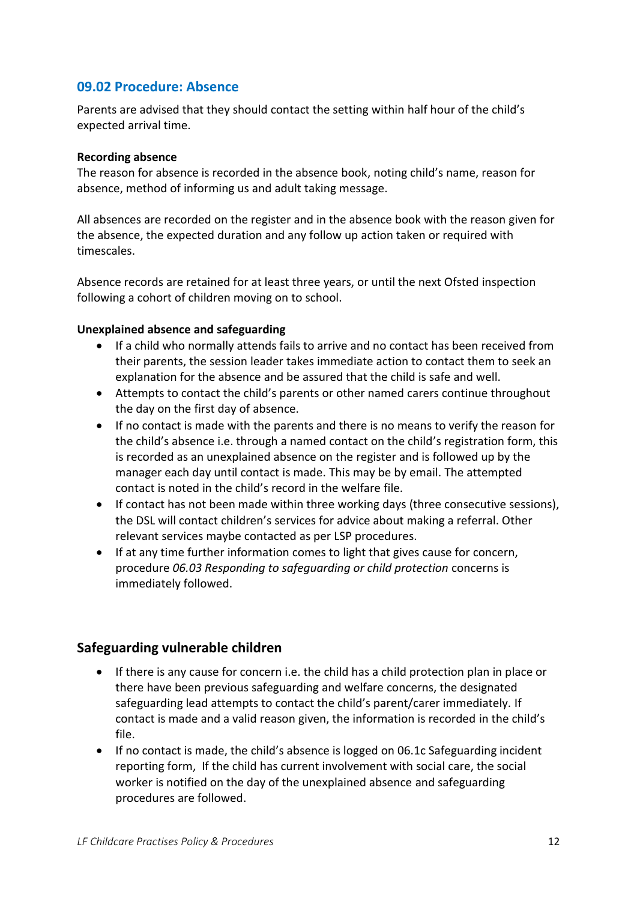## 09.02 Procedure: Absence

Parents are advised that they should contact the setting within half hour of the child's expected arrival time.

**Recording absence**

The reason for absence is recorded in the absence book, noting child's name, reason for absence, method of informing us and adult taking message.

All absences are recorded on the register and in the absence book with the reason given for the absence, the expected duration and any follow up action taken or required with timescales.

Absence records are retained for at least three years, or until the next Ofsted inspection following a cohort of children moving on to school.

**Unexplained absence and safeguarding**

- If a child who normally attends fails to arrive and no contact has been received from their parents, the session leader takes immediate action to contact them to seek an explanation for the absence and be assured that the child is safe and well.
- Attempts to contact the child's parents or other named carers continue throughout the day on the first day of absence.
- If no contact is made with the parents and there is no means to verify the reason for the child's absence i.e. through a named contact on the child's registration form, this is recorded as an unexplained absence on the register and is followed up by the manager each day until contact is made. This may be by email. The attempted contact is noted in the child's record in the welfare file.
- If contact has not been made within three working days (three consecutive sessions), the DSL will contact children's services for advice about making a referral. Other relevant services maybe contacted as per LSP procedures.
- If at any time further information comes to light that gives cause for concern, procedure *06.03 Responding to safeguarding or child protection* concerns is immediately followed.

### Safeguarding vulnerable children

- If there is any cause for concern i.e. the child has a child protection plan in place or there have been previous safeguarding and welfare concerns, the designated safeguarding lead attempts to contact the child's parent/carer immediately. If contact is made and a valid reason given, the information is recorded in the child's file.
- If no contact is made, the child's absence is logged on 06.1c Safeguarding incident reporting form, If the child has current involvement with social care, the social worker is notified on the day of the unexplained absence and safeguarding procedures are followed.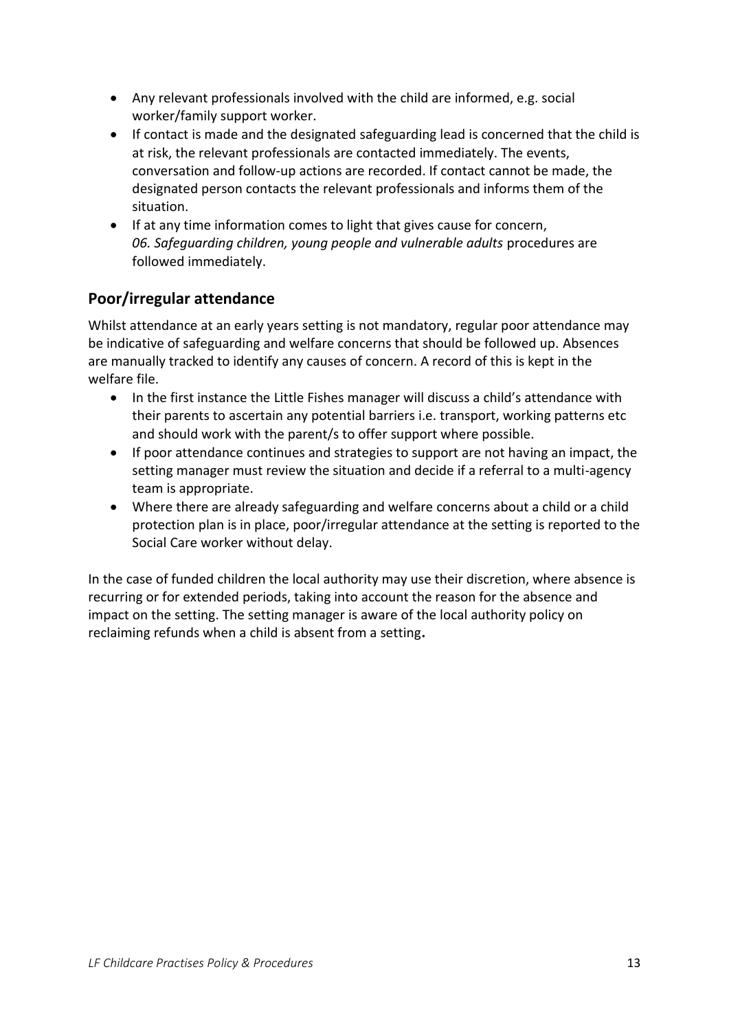- Any relevant professionals involved with the child are informed, e.g. social worker/family support worker.
- If contact is made and the designated safeguarding lead is concerned that the child is at risk, the relevant professionals are contacted immediately. The events, conversation and follow-up actions are recorded. If contact cannot be made, the designated person contacts the relevant professionals and informs them of the situation.
- If at any time information comes to light that gives cause for concern, *06. Safeguarding children, young people and vulnerable adults* procedures are followed immediately.

## Poor/irregular attendance

Whilst attendance at an early years setting is not mandatory, regular poor attendance may be indicative of safeguarding and welfare concerns that should be followed up. Absences are manually tracked to identify any causes of concern. A record of this is kept in the welfare file.

- In the first instance the Little Fishes manager will discuss a child's attendance with their parents to ascertain any potential barriers i.e. transport, working patterns etc and should work with the parent/s to offer support where possible.
- If poor attendance continues and strategies to support are not having an impact, the setting manager must review the situation and decide if a referral to a multi-agency team is appropriate.
- Where there are already safeguarding and welfare concerns about a child or a child protection plan is in place, poor/irregular attendance at the setting is reported to the Social Care worker without delay.

In the case of funded children the local authority may use their discretion, where absence is recurring or for extended periods, taking into account the reason for the absence and impact on the setting. The setting manager is aware of the local authority policy on reclaiming refunds when a child is absent from a setting**.**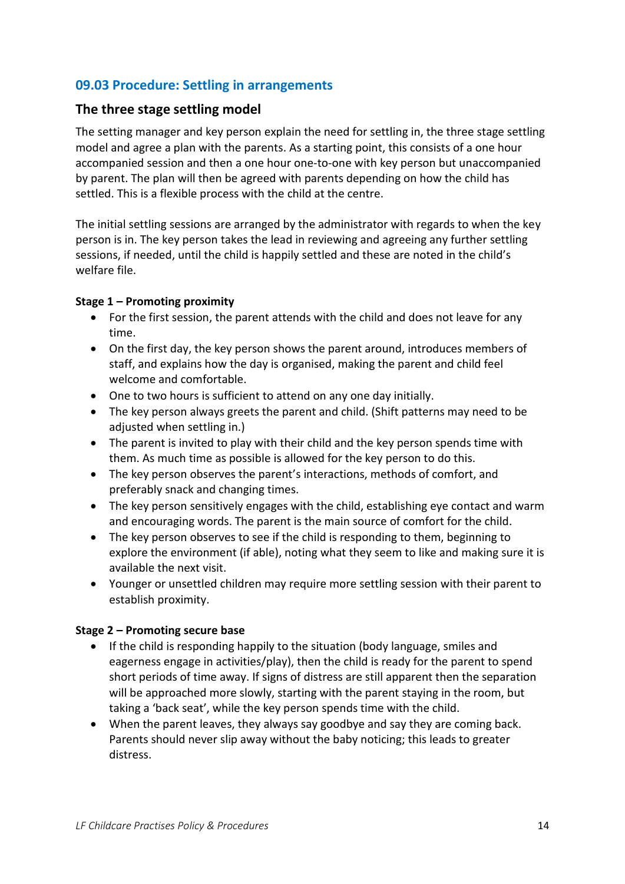## 09.03 Procedure: Settling in arrangements

### The three stage settling model

The setting manager and key person explain the need for settling in, the three stage settling model and agree a plan with the parents. As a starting point, this consists of a one hour accompanied session and then a one hour one-to-one with key person but unaccompanied by parent. The plan will then be agreed with parents depending on how the child has settled. This is a flexible process with the child at the centre.

The initial settling sessions are arranged by the administrator with regards to when the key person is in. The key person takes the lead in reviewing and agreeing any further settling sessions, if needed, until the child is happily settled and these are noted in the child's welfare file.

**Stage 1 – Promoting proximity**

- For the first session, the parent attends with the child and does not leave for any time.
- On the first day, the key person shows the parent around, introduces members of staff, and explains how the day is organised, making the parent and child feel welcome and comfortable.
- One to two hours is sufficient to attend on any one day initially.
- The key person always greets the parent and child. (Shift patterns may need to be adjusted when settling in.)
- The parent is invited to play with their child and the key person spends time with them. As much time as possible is allowed for the key person to do this.
- The key person observes the parent's interactions, methods of comfort, and preferably snack and changing times.
- The key person sensitively engages with the child, establishing eye contact and warm and encouraging words. The parent is the main source of comfort for the child.
- The key person observes to see if the child is responding to them, beginning to explore the environment (if able), noting what they seem to like and making sure it is available the next visit.
- Younger or unsettled children may require more settling session with their parent to establish proximity.

**Stage 2 – Promoting secure base**

- If the child is responding happily to the situation (body language, smiles and eagerness engage in activities/play), then the child is ready for the parent to spend short periods of time away. If signs of distress are still apparent then the separation will be approached more slowly, starting with the parent staying in the room, but taking a 'back seat', while the key person spends time with the child.
- When the parent leaves, they always say goodbye and say they are coming back. Parents should never slip away without the baby noticing; this leads to greater distress.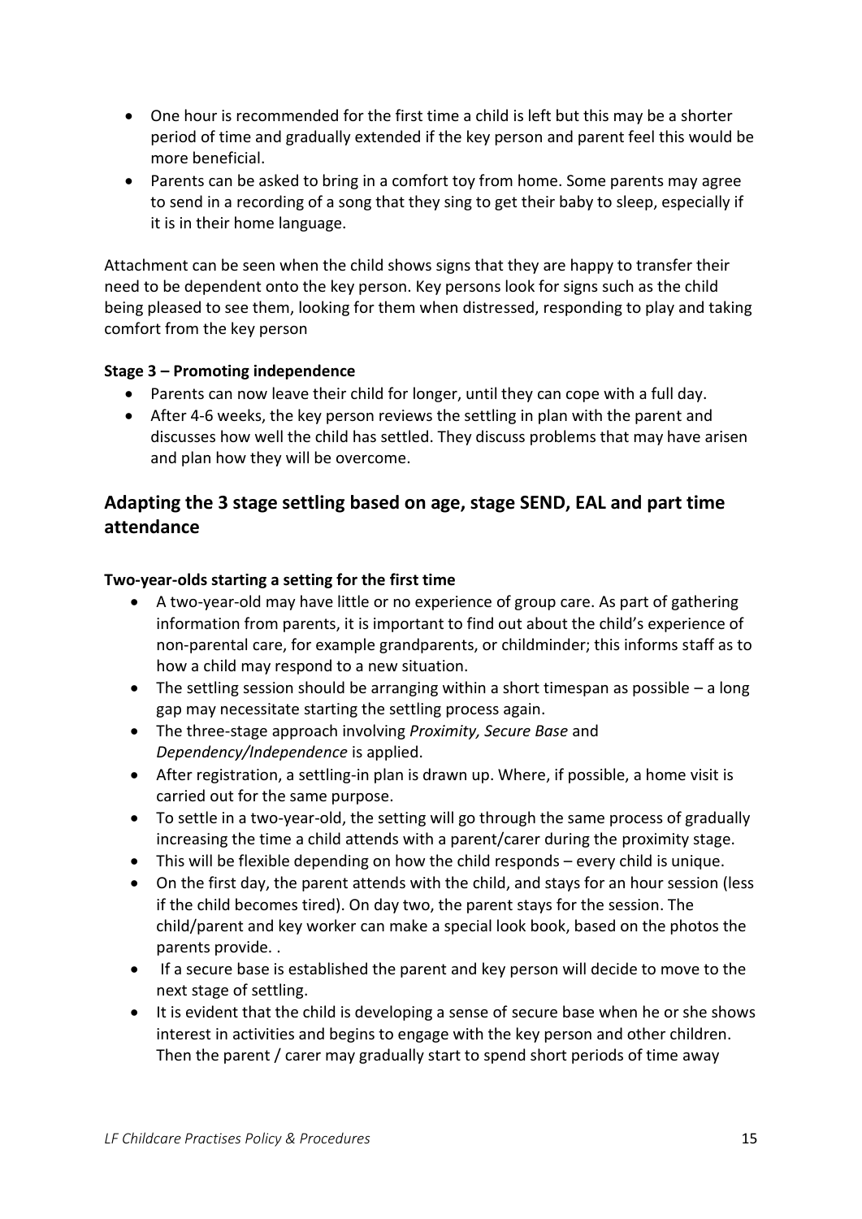- One hour is recommended for the first time a child is left but this may be a shorter period of time and gradually extended if the key person and parent feel this would be more beneficial.
- Parents can be asked to bring in a comfort toy from home. Some parents may agree to send in a recording of a song that they sing to get their baby to sleep, especially if it is in their home language.

Attachment can be seen when the child shows signs that they are happy to transfer their need to be dependent onto the key person. Key persons look for signs such as the child being pleased to see them, looking for them when distressed, responding to play and taking comfort from the key person

**Stage 3 – Promoting independence**

- Parents can now leave their child for longer, until they can cope with a full day.
- After 4-6 weeks, the key person reviews the settling in plan with the parent and discusses how well the child has settled. They discuss problems that may have arisen and plan how they will be overcome.

## Adapting the 3 stage settling based on age, stage SEND, EAL and part time attendance

**Two-year-olds starting a setting for the first time**

- A two-year-old may have little or no experience of group care. As part of gathering information from parents, it is important to find out about the child's experience of non-parental care, for example grandparents, or childminder; this informs staff as to how a child may respond to a new situation.
- The settling session should be arranging within a short timespan as possible – a long gap may necessitate starting the settling process again.
- The three-stage approach involving *Proximity, Secure Base* and *Dependency/Independence* is applied.
- After registration, a settling-in plan is drawn up. Where, if possible, a home visit is carried out for the same purpose.
- To settle in a two-year-old, the setting will go through the same process of gradually increasing the time a child attends with a parent/carer during the proximity stage.
- This will be flexible depending on how the child responds – every child is unique.
- On the first day, the parent attends with the child, and stays for an hour session (less if the child becomes tired). On day two, the parent stays for the session. The child/parent and key worker can make a special look book, based on the photos the parents provide. .
- If a secure base is established the parent and key person will decide to move to the next stage of settling.
- It is evident that the child is developing a sense of secure base when he or she shows interest in activities and begins to engage with the key person and other children. Then the parent / carer may gradually start to spend short periods of time away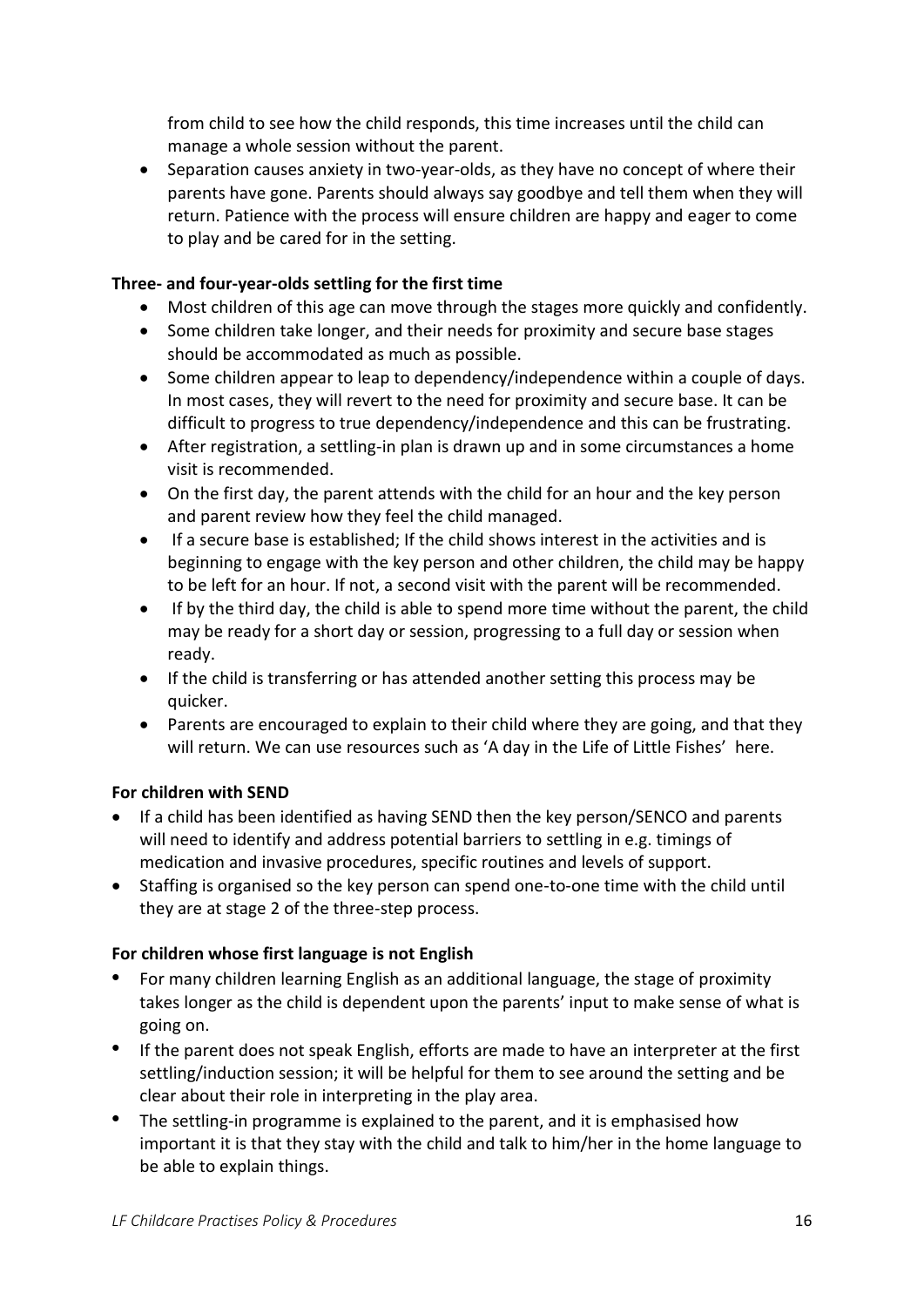from child to see how the child responds, this time increases until the child can manage a whole session without the parent.

- Separation causes anxiety in two-year-olds, as they have no concept of where their parents have gone. Parents should always say goodbye and tell them when they will return. Patience with the process will ensure children are happy and eager to come to play and be cared for in the setting.

**Three- and four-year-olds settling for the first time**

- Most children of this age can move through the stages more quickly and confidently.
- Some children take longer, and their needs for proximity and secure base stages should be accommodated as much as possible.
- Some children appear to leap to dependency/independence within a couple of days. In most cases, they will revert to the need for proximity and secure base. It can be difficult to progress to true dependency/independence and this can be frustrating.
- After registration, a settling-in plan is drawn up and in some circumstances a home visit is recommended.
- On the first day, the parent attends with the child for an hour and the key person and parent review how they feel the child managed.
- If a secure base is established; If the child shows interest in the activities and is beginning to engage with the key person and other children, the child may be happy to be left for an hour. If not, a second visit with the parent will be recommended.
- If by the third day, the child is able to spend more time without the parent, the child may be ready for a short day or session, progressing to a full day or session when ready.
- If the child is transferring or has attended another setting this process may be quicker.
- Parents are encouraged to explain to their child where they are going, and that they will return. We can use resources such as 'A day in the Life of Little Fishes' here.

**For children with SEND**

- If a child has been identified as having SEND then the key person/SENCO and parents will need to identify and address potential barriers to settling in e.g. timings of medication and invasive procedures, specific routines and levels of support.
- Staffing is organised so the key person can spend one-to-one time with the child until they are at stage 2 of the three-step process.

**For children whose first language is not English**

- For many children learning English as an additional language, the stage of proximity takes longer as the child is dependent upon the parents' input to make sense of what is going on.
- If the parent does not speak English, efforts are made to have an interpreter at the first settling/induction session; it will be helpful for them to see around the setting and be clear about their role in interpreting in the play area.
- The settling-in programme is explained to the parent, and it is emphasised how important it is that they stay with the child and talk to him/her in the home language to be able to explain things.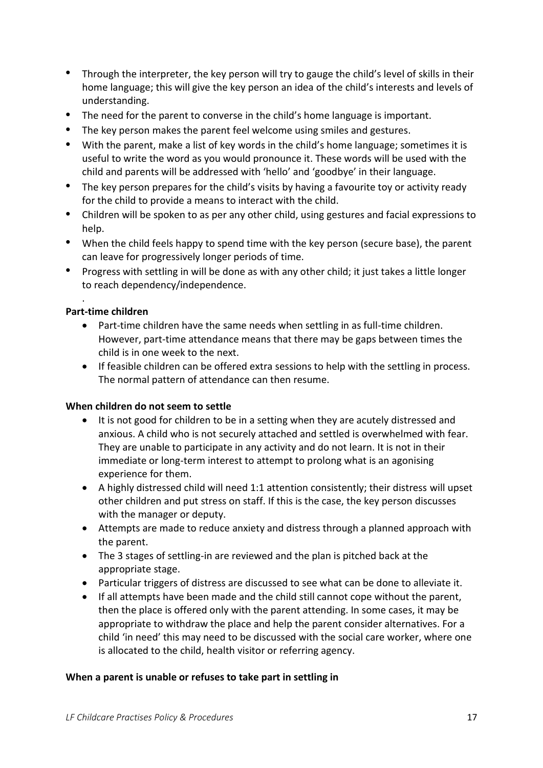- Through the interpreter, the key person will try to gauge the child's level of skills in their home language; this will give the key person an idea of the child's interests and levels of understanding.
- The need for the parent to converse in the child's home language is important.
- The key person makes the parent feel welcome using smiles and gestures.
- With the parent, make a list of key words in the child's home language; sometimes it is useful to write the word as you would pronounce it. These words will be used with the child and parents will be addressed with 'hello' and 'goodbye' in their language.
- The key person prepares for the child's visits by having a favourite toy or activity ready for the child to provide a means to interact with the child.
- Children will be spoken to as per any other child, using gestures and facial expressions to help.
- When the child feels happy to spend time with the key person (secure base), the parent can leave for progressively longer periods of time.
- Progress with settling in will be done as with any other child; it just takes a little longer to reach dependency/independence.

.

**Part-time children**

- Part-time children have the same needs when settling in as full-time children. However, part-time attendance means that there may be gaps between times the child is in one week to the next.
- If feasible children can be offered extra sessions to help with the settling in process. The normal pattern of attendance can then resume.

**When children do not seem to settle**

- It is not good for children to be in a setting when they are acutely distressed and anxious. A child who is not securely attached and settled is overwhelmed with fear. They are unable to participate in any activity and do not learn. It is not in their immediate or long-term interest to attempt to prolong what is an agonising experience for them.
- A highly distressed child will need 1:1 attention consistently; their distress will upset other children and put stress on staff. If this is the case, the key person discusses with the manager or deputy.
- Attempts are made to reduce anxiety and distress through a planned approach with the parent.
- The 3 stages of settling-in are reviewed and the plan is pitched back at the appropriate stage.
- Particular triggers of distress are discussed to see what can be done to alleviate it.
- If all attempts have been made and the child still cannot cope without the parent, then the place is offered only with the parent attending. In some cases, it may be appropriate to withdraw the place and help the parent consider alternatives. For a child 'in need' this may need to be discussed with the social care worker, where one is allocated to the child, health visitor or referring agency.

**When a parent is unable or refuses to take part in settling in**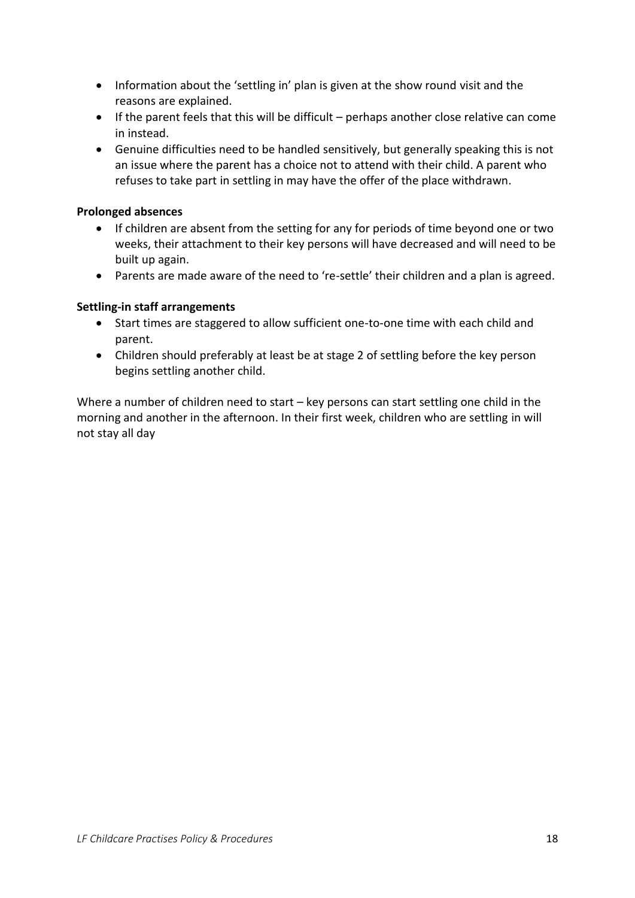- Information about the 'settling in' plan is given at the show round visit and the reasons are explained.
- If the parent feels that this will be difficult – perhaps another close relative can come in instead.
- Genuine difficulties need to be handled sensitively, but generally speaking this is not an issue where the parent has a choice not to attend with their child. A parent who refuses to take part in settling in may have the offer of the place withdrawn.

**Prolonged absences**

- If children are absent from the setting for any for periods of time beyond one or two weeks, their attachment to their key persons will have decreased and will need to be built up again.
- Parents are made aware of the need to 're-settle' their children and a plan is agreed.

**Settling-in staff arrangements**

- Start times are staggered to allow sufficient one-to-one time with each child and parent.
- Children should preferably at least be at stage 2 of settling before the key person begins settling another child.

Where a number of children need to start – key persons can start settling one child in the morning and another in the afternoon. In their first week, children who are settling in will not stay all day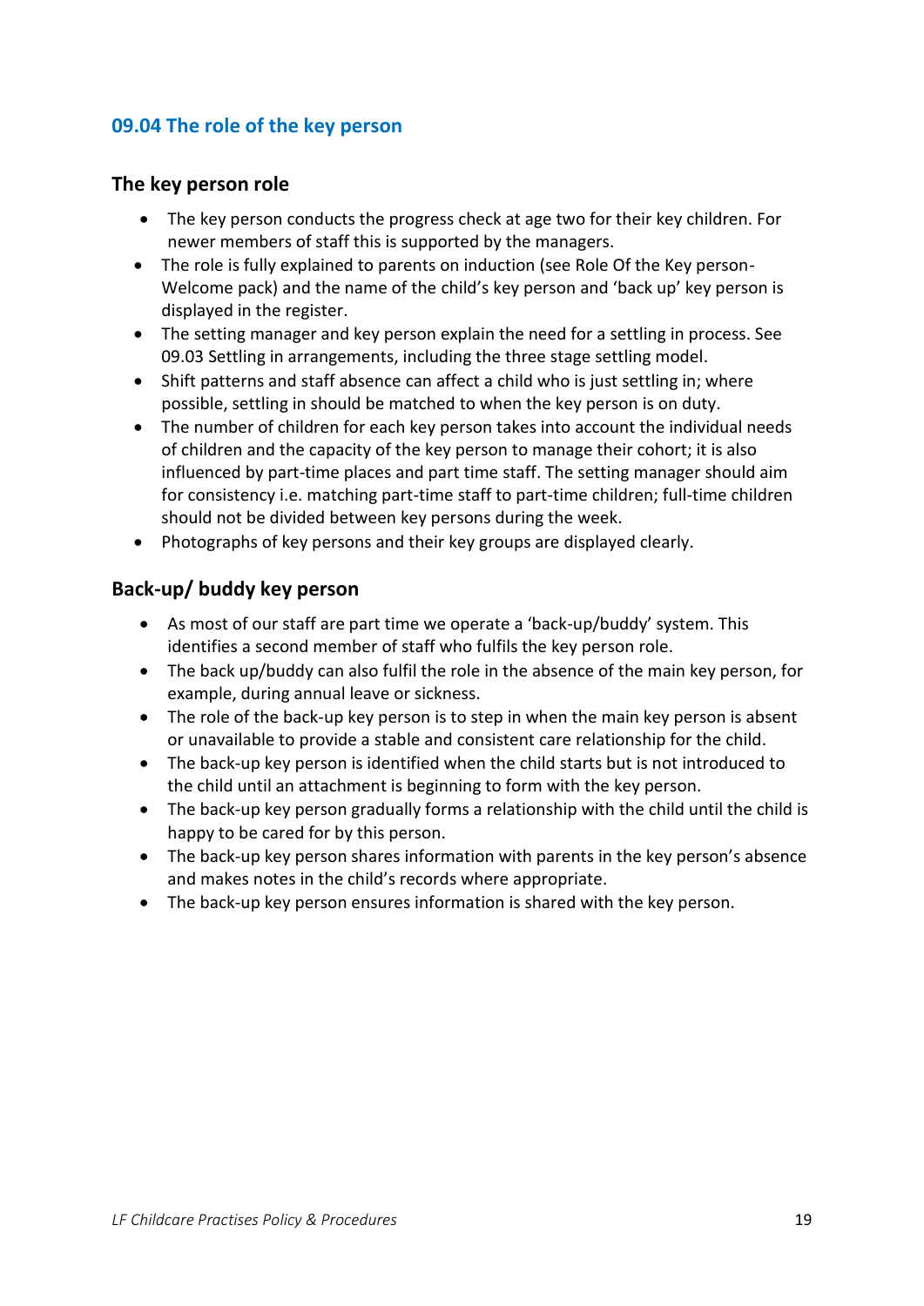## 09.04 The role of the key person

### The key person role

- The key person conducts the progress check at age two for their key children. For newer members of staff this is supported by the managers.
- The role is fully explained to parents on induction (see Role Of the Key person-Welcome pack) and the name of the child's key person and 'back up' key person is displayed in the register.
- The setting manager and key person explain the need for a settling in process. See 09.03 Settling in arrangements, including the three stage settling model.
- Shift patterns and staff absence can affect a child who is just settling in; where possible, settling in should be matched to when the key person is on duty.
- The number of children for each key person takes into account the individual needs of children and the capacity of the key person to manage their cohort; it is also influenced by part-time places and part time staff. The setting manager should aim for consistency i.e. matching part-time staff to part-time children; full-time children should not be divided between key persons during the week.
- Photographs of key persons and their key groups are displayed clearly.

### Back-up/ buddy key person

- As most of our staff are part time we operate a 'back-up/buddy' system. This identifies a second member of staff who fulfils the key person role.
- The back up/buddy can also fulfil the role in the absence of the main key person, for example, during annual leave or sickness.
- The role of the back-up key person is to step in when the main key person is absent or unavailable to provide a stable and consistent care relationship for the child.
- The back-up key person is identified when the child starts but is not introduced to the child until an attachment is beginning to form with the key person.
- The back-up key person gradually forms a relationship with the child until the child is happy to be cared for by this person.
- The back-up key person shares information with parents in the key person's absence and makes notes in the child's records where appropriate.
- The back-up key person ensures information is shared with the key person.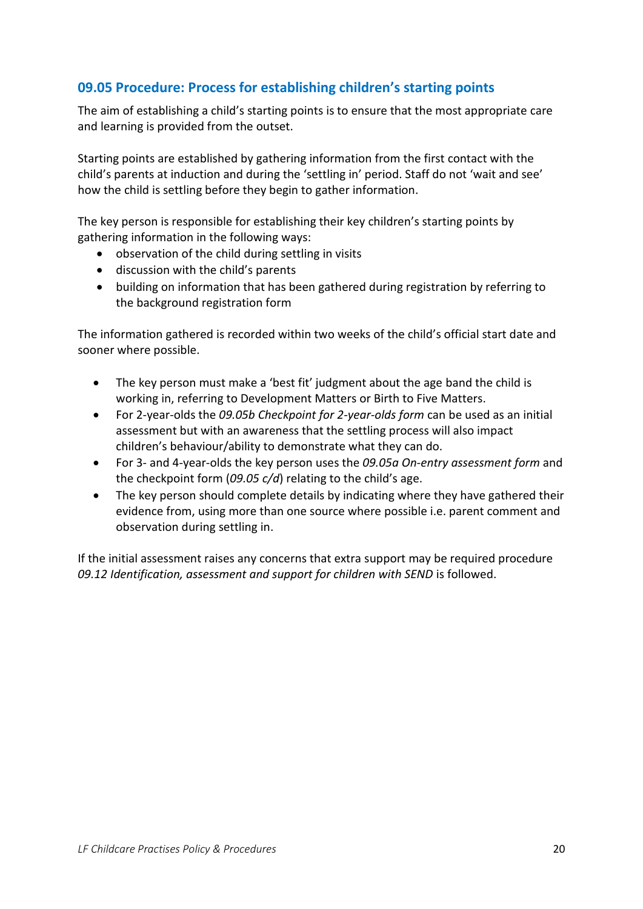## 09.05 Procedure: Process for establishing children's starting points

The aim of establishing a child's starting points is to ensure that the most appropriate care and learning is provided from the outset.

Starting points are established by gathering information from the first contact with the child's parents at induction and during the 'settling in' period. Staff do not 'wait and see' how the child is settling before they begin to gather information.

The key person is responsible for establishing their key children's starting points by gathering information in the following ways:

- observation of the child during settling in visits
- discussion with the child's parents
- building on information that has been gathered during registration by referring to the background registration form

The information gathered is recorded within two weeks of the child's official start date and sooner where possible.

- The key person must make a 'best fit' judgment about the age band the child is working in, referring to Development Matters or Birth to Five Matters.
- For 2-year-olds the *09.05b Checkpoint for 2-year-olds form* can be used as an initial assessment but with an awareness that the settling process will also impact children's behaviour/ability to demonstrate what they can do.
- For 3- and 4-year-olds the key person uses the *09.05a On-entry assessment form* and the checkpoint form (*09.05 c/d*) relating to the child's age.
- The key person should complete details by indicating where they have gathered their evidence from, using more than one source where possible i.e. parent comment and observation during settling in.

If the initial assessment raises any concerns that extra support may be required procedure *09.12 Identification, assessment and support for children with SEND* is followed.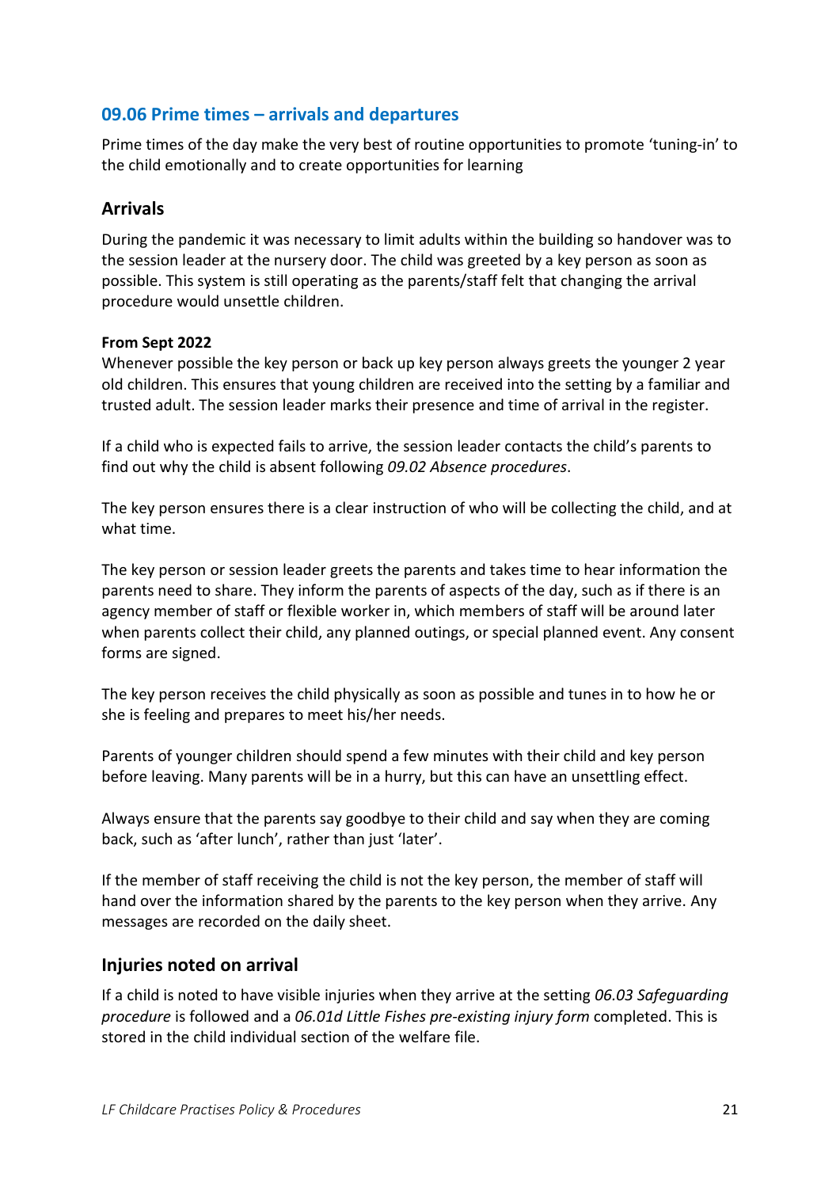## 09.06 Prime times – arrivals and departures

Prime times of the day make the very best of routine opportunities to promote 'tuning-in' to the child emotionally and to create opportunities for learning

### Arrivals

During the pandemic it was necessary to limit adults within the building so handover was to the session leader at the nursery door. The child was greeted by a key person as soon as possible. This system is still operating as the parents/staff felt that changing the arrival procedure would unsettle children.

**From Sept 2022**
Whenever possible the key person or back up key person always greets the younger 2 year old children. This ensures that young children are received into the setting by a familiar and trusted adult. The session leader marks their presence and time of arrival in the register.

If a child who is expected fails to arrive, the session leader contacts the child's parents to find out why the child is absent following *09.02 Absence procedures*.

The key person ensures there is a clear instruction of who will be collecting the child, and at what time.

The key person or session leader greets the parents and takes time to hear information the parents need to share. They inform the parents of aspects of the day, such as if there is an agency member of staff or flexible worker in, which members of staff will be around later when parents collect their child, any planned outings, or special planned event. Any consent forms are signed.

The key person receives the child physically as soon as possible and tunes in to how he or she is feeling and prepares to meet his/her needs.

Parents of younger children should spend a few minutes with their child and key person before leaving. Many parents will be in a hurry, but this can have an unsettling effect.

Always ensure that the parents say goodbye to their child and say when they are coming back, such as 'after lunch', rather than just 'later'.

If the member of staff receiving the child is not the key person, the member of staff will hand over the information shared by the parents to the key person when they arrive. Any messages are recorded on the daily sheet.

### Injuries noted on arrival

If a child is noted to have visible injuries when they arrive at the setting *06.03 Safeguarding procedure* is followed and a *06.01d Little Fishes pre-existing injury form* completed. This is stored in the child individual section of the welfare file.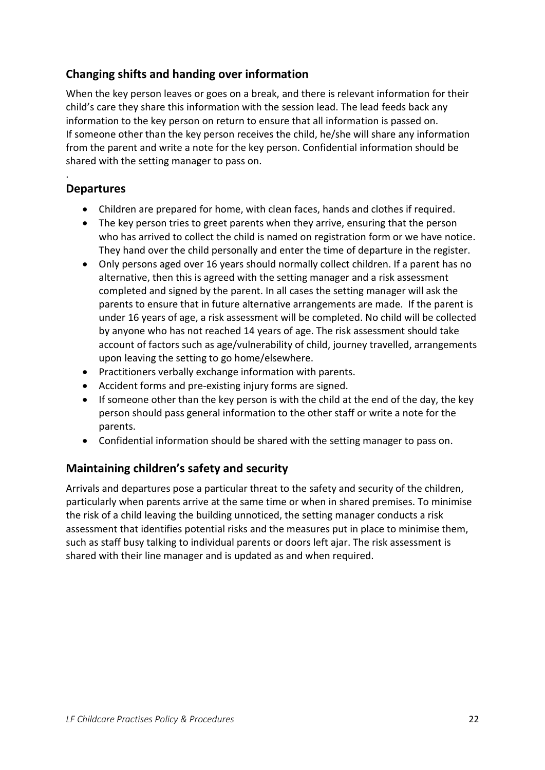## Changing shifts and handing over information

When the key person leaves or goes on a break, and there is relevant information for their child's care they share this information with the session lead. The lead feeds back any information to the key person on return to ensure that all information is passed on. If someone other than the key person receives the child, he/she will share any information from the parent and write a note for the key person. Confidential information should be shared with the setting manager to pass on.

.

## Departures

- Children are prepared for home, with clean faces, hands and clothes if required.
- The key person tries to greet parents when they arrive, ensuring that the person who has arrived to collect the child is named on registration form or we have notice. They hand over the child personally and enter the time of departure in the register.
- Only persons aged over 16 years should normally collect children. If a parent has no alternative, then this is agreed with the setting manager and a risk assessment completed and signed by the parent. In all cases the setting manager will ask the parents to ensure that in future alternative arrangements are made. If the parent is under 16 years of age, a risk assessment will be completed. No child will be collected by anyone who has not reached 14 years of age. The risk assessment should take account of factors such as age/vulnerability of child, journey travelled, arrangements upon leaving the setting to go home/elsewhere.
- Practitioners verbally exchange information with parents.
- Accident forms and pre-existing injury forms are signed.
- If someone other than the key person is with the child at the end of the day, the key person should pass general information to the other staff or write a note for the parents.
- Confidential information should be shared with the setting manager to pass on.

## Maintaining children's safety and security

Arrivals and departures pose a particular threat to the safety and security of the children, particularly when parents arrive at the same time or when in shared premises. To minimise the risk of a child leaving the building unnoticed, the setting manager conducts a risk assessment that identifies potential risks and the measures put in place to minimise them, such as staff busy talking to individual parents or doors left ajar. The risk assessment is shared with their line manager and is updated as and when required.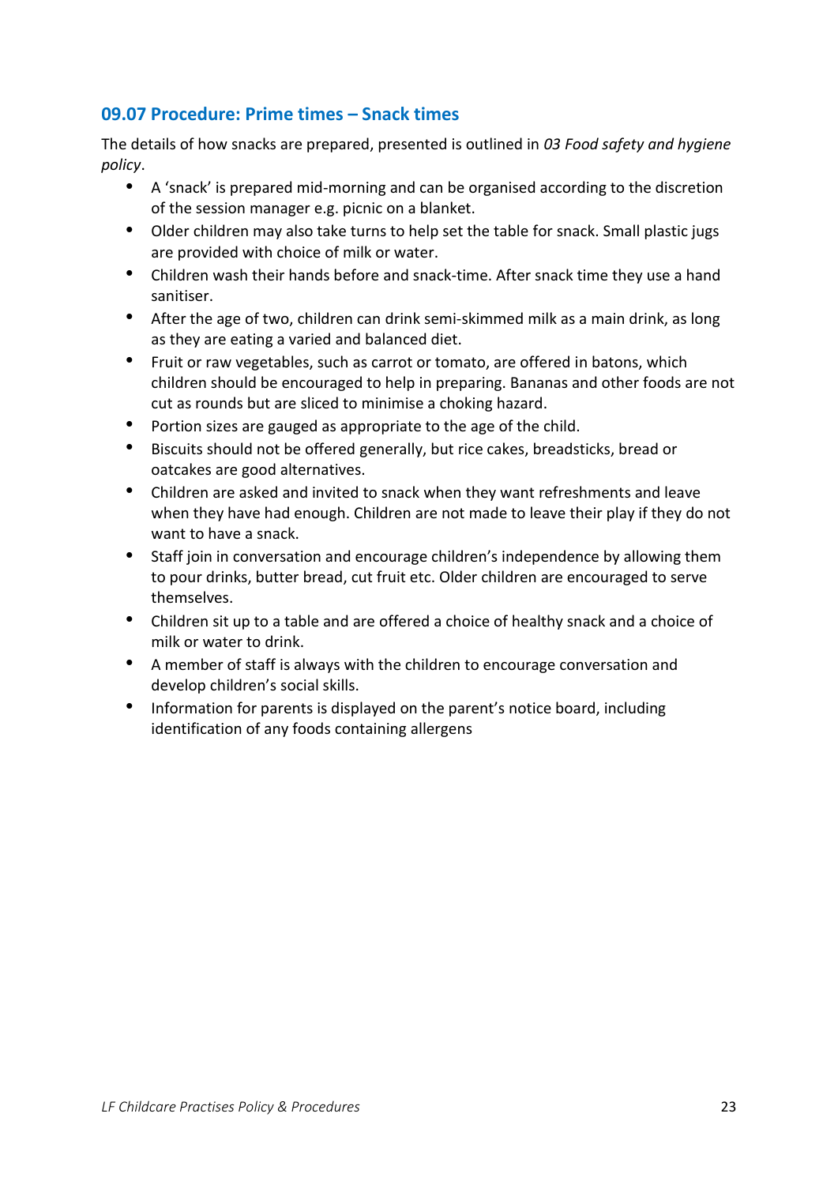## 09.07 Procedure: Prime times – Snack times

The details of how snacks are prepared, presented is outlined in *03 Food safety and hygiene policy*.

- A 'snack' is prepared mid-morning and can be organised according to the discretion of the session manager e.g. picnic on a blanket.
- Older children may also take turns to help set the table for snack. Small plastic jugs are provided with choice of milk or water.
- Children wash their hands before and snack-time. After snack time they use a hand sanitiser.
- After the age of two, children can drink semi-skimmed milk as a main drink, as long as they are eating a varied and balanced diet.
- Fruit or raw vegetables, such as carrot or tomato, are offered in batons, which children should be encouraged to help in preparing. Bananas and other foods are not cut as rounds but are sliced to minimise a choking hazard.
- Portion sizes are gauged as appropriate to the age of the child.
- Biscuits should not be offered generally, but rice cakes, breadsticks, bread or oatcakes are good alternatives.
- Children are asked and invited to snack when they want refreshments and leave when they have had enough. Children are not made to leave their play if they do not want to have a snack.
- Staff join in conversation and encourage children's independence by allowing them to pour drinks, butter bread, cut fruit etc. Older children are encouraged to serve themselves.
- Children sit up to a table and are offered a choice of healthy snack and a choice of milk or water to drink.
- A member of staff is always with the children to encourage conversation and develop children's social skills.
- Information for parents is displayed on the parent's notice board, including identification of any foods containing allergens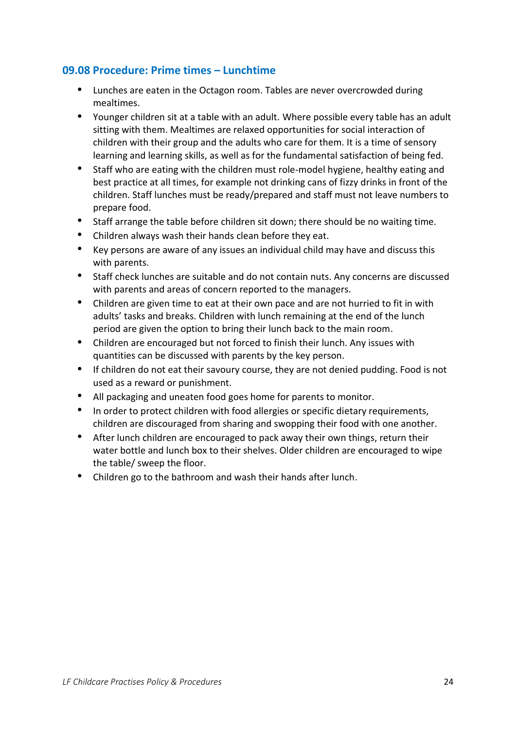## 09.08 Procedure: Prime times – Lunchtime

- Lunches are eaten in the Octagon room. Tables are never overcrowded during mealtimes.
- Younger children sit at a table with an adult. Where possible every table has an adult sitting with them. Mealtimes are relaxed opportunities for social interaction of children with their group and the adults who care for them. It is a time of sensory learning and learning skills, as well as for the fundamental satisfaction of being fed.
- Staff who are eating with the children must role-model hygiene, healthy eating and best practice at all times, for example not drinking cans of fizzy drinks in front of the children. Staff lunches must be ready/prepared and staff must not leave numbers to prepare food.
- Staff arrange the table before children sit down; there should be no waiting time.
- Children always wash their hands clean before they eat.
- Key persons are aware of any issues an individual child may have and discuss this with parents.
- Staff check lunches are suitable and do not contain nuts. Any concerns are discussed with parents and areas of concern reported to the managers.
- Children are given time to eat at their own pace and are not hurried to fit in with adults' tasks and breaks. Children with lunch remaining at the end of the lunch period are given the option to bring their lunch back to the main room.
- Children are encouraged but not forced to finish their lunch. Any issues with quantities can be discussed with parents by the key person.
- If children do not eat their savoury course, they are not denied pudding. Food is not used as a reward or punishment.
- All packaging and uneaten food goes home for parents to monitor.
- In order to protect children with food allergies or specific dietary requirements, children are discouraged from sharing and swopping their food with one another.
- After lunch children are encouraged to pack away their own things, return their water bottle and lunch box to their shelves. Older children are encouraged to wipe the table/ sweep the floor.
- Children go to the bathroom and wash their hands after lunch.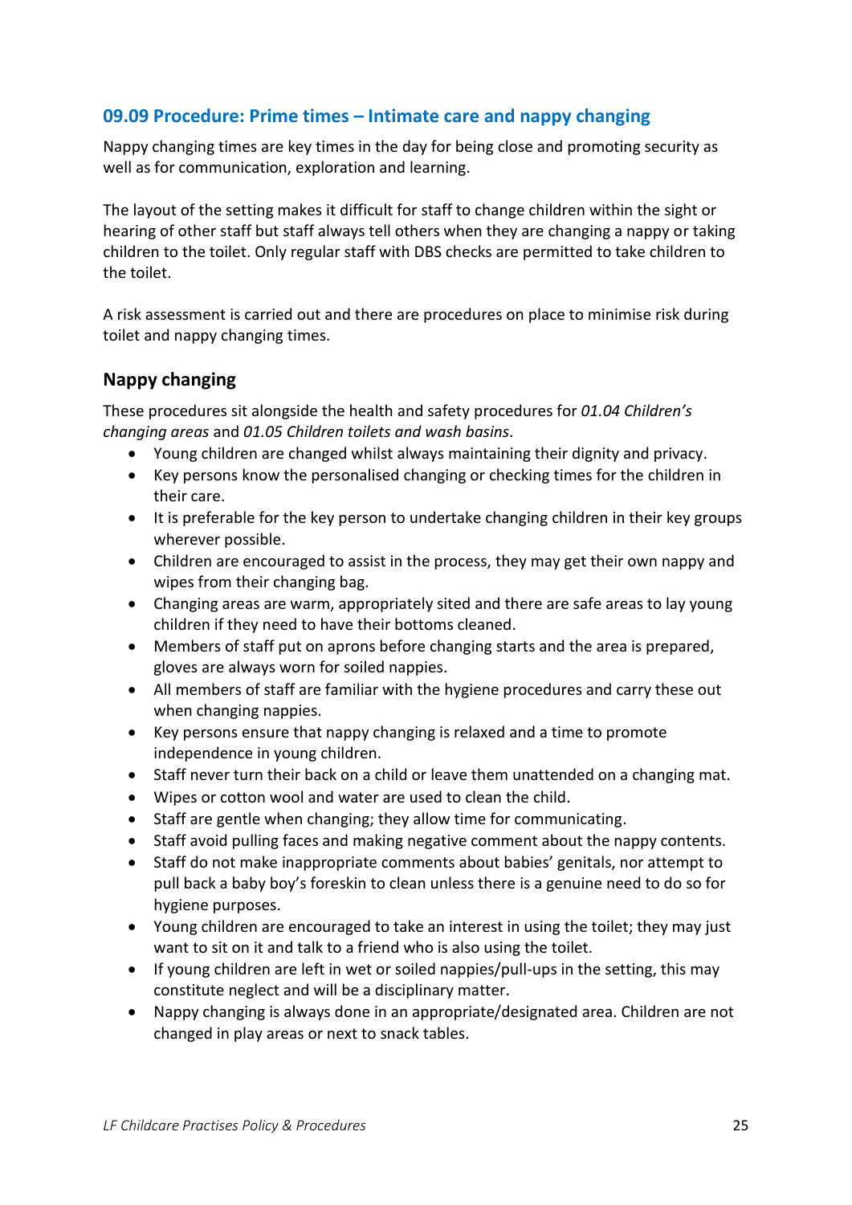## 09.09 Procedure: Prime times – Intimate care and nappy changing

Nappy changing times are key times in the day for being close and promoting security as well as for communication, exploration and learning.

The layout of the setting makes it difficult for staff to change children within the sight or hearing of other staff but staff always tell others when they are changing a nappy or taking children to the toilet. Only regular staff with DBS checks are permitted to take children to the toilet.

A risk assessment is carried out and there are procedures on place to minimise risk during toilet and nappy changing times.

### Nappy changing

These procedures sit alongside the health and safety procedures for *01.04 Children's changing areas* and *01.05 Children toilets and wash basins*.

- Young children are changed whilst always maintaining their dignity and privacy.
- Key persons know the personalised changing or checking times for the children in their care.
- It is preferable for the key person to undertake changing children in their key groups wherever possible.
- Children are encouraged to assist in the process, they may get their own nappy and wipes from their changing bag.
- Changing areas are warm, appropriately sited and there are safe areas to lay young children if they need to have their bottoms cleaned.
- Members of staff put on aprons before changing starts and the area is prepared, gloves are always worn for soiled nappies.
- All members of staff are familiar with the hygiene procedures and carry these out when changing nappies.
- Key persons ensure that nappy changing is relaxed and a time to promote independence in young children.
- Staff never turn their back on a child or leave them unattended on a changing mat.
- Wipes or cotton wool and water are used to clean the child.
- Staff are gentle when changing; they allow time for communicating.
- Staff avoid pulling faces and making negative comment about the nappy contents.
- Staff do not make inappropriate comments about babies' genitals, nor attempt to pull back a baby boy's foreskin to clean unless there is a genuine need to do so for hygiene purposes.
- Young children are encouraged to take an interest in using the toilet; they may just want to sit on it and talk to a friend who is also using the toilet.
- If young children are left in wet or soiled nappies/pull-ups in the setting, this may constitute neglect and will be a disciplinary matter.
- Nappy changing is always done in an appropriate/designated area. Children are not changed in play areas or next to snack tables.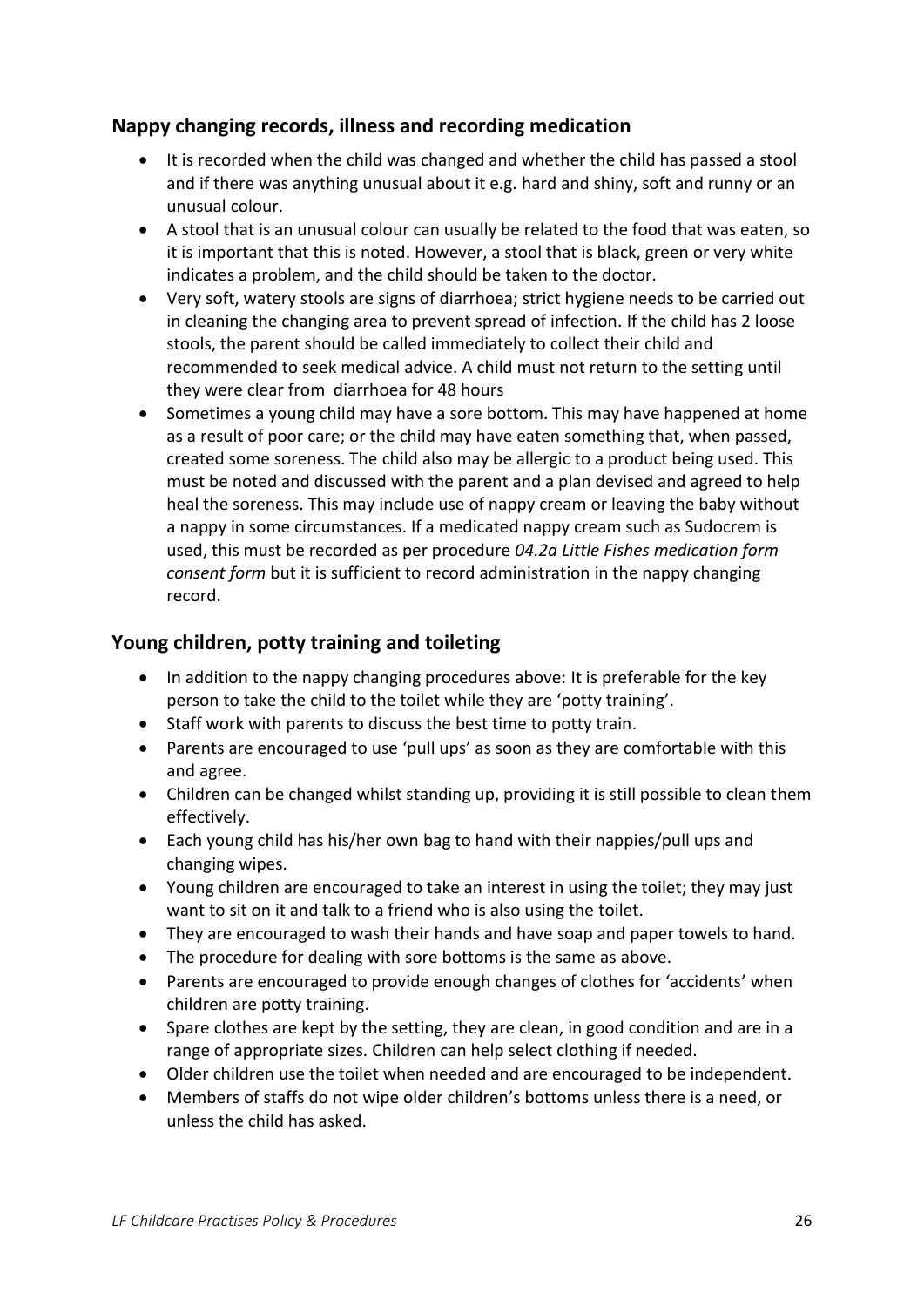## Nappy changing records, illness and recording medication

- It is recorded when the child was changed and whether the child has passed a stool and if there was anything unusual about it e.g. hard and shiny, soft and runny or an unusual colour.
- A stool that is an unusual colour can usually be related to the food that was eaten, so it is important that this is noted. However, a stool that is black, green or very white indicates a problem, and the child should be taken to the doctor.
- Very soft, watery stools are signs of diarrhoea; strict hygiene needs to be carried out in cleaning the changing area to prevent spread of infection. If the child has 2 loose stools, the parent should be called immediately to collect their child and recommended to seek medical advice. A child must not return to the setting until they were clear from diarrhoea for 48 hours
- Sometimes a young child may have a sore bottom. This may have happened at home as a result of poor care; or the child may have eaten something that, when passed, created some soreness. The child also may be allergic to a product being used. This must be noted and discussed with the parent and a plan devised and agreed to help heal the soreness. This may include use of nappy cream or leaving the baby without a nappy in some circumstances. If a medicated nappy cream such as Sudocrem is used, this must be recorded as per procedure *04.2a Little Fishes medication form consent form* but it is sufficient to record administration in the nappy changing record.

## Young children, potty training and toileting

- In addition to the nappy changing procedures above: It is preferable for the key person to take the child to the toilet while they are 'potty training'.
- Staff work with parents to discuss the best time to potty train.
- Parents are encouraged to use 'pull ups' as soon as they are comfortable with this and agree.
- Children can be changed whilst standing up, providing it is still possible to clean them effectively.
- Each young child has his/her own bag to hand with their nappies/pull ups and changing wipes.
- Young children are encouraged to take an interest in using the toilet; they may just want to sit on it and talk to a friend who is also using the toilet.
- They are encouraged to wash their hands and have soap and paper towels to hand.
- The procedure for dealing with sore bottoms is the same as above.
- Parents are encouraged to provide enough changes of clothes for 'accidents' when children are potty training.
- Spare clothes are kept by the setting, they are clean, in good condition and are in a range of appropriate sizes. Children can help select clothing if needed.
- Older children use the toilet when needed and are encouraged to be independent.
- Members of staffs do not wipe older children's bottoms unless there is a need, or unless the child has asked.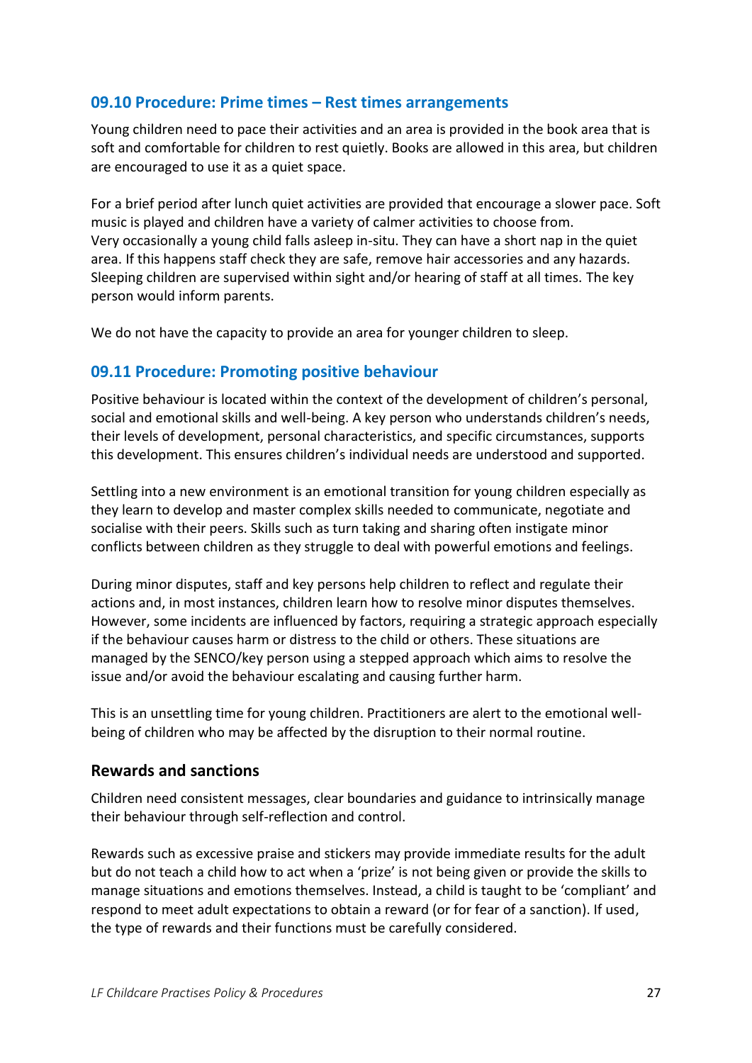## 09.10 Procedure: Prime times – Rest times arrangements

Young children need to pace their activities and an area is provided in the book area that is soft and comfortable for children to rest quietly. Books are allowed in this area, but children are encouraged to use it as a quiet space.

For a brief period after lunch quiet activities are provided that encourage a slower pace. Soft music is played and children have a variety of calmer activities to choose from.
Very occasionally a young child falls asleep in-situ. They can have a short nap in the quiet area. If this happens staff check they are safe, remove hair accessories and any hazards. Sleeping children are supervised within sight and/or hearing of staff at all times. The key person would inform parents.

We do not have the capacity to provide an area for younger children to sleep.

## 09.11 Procedure: Promoting positive behaviour

Positive behaviour is located within the context of the development of children's personal, social and emotional skills and well-being. A key person who understands children's needs, their levels of development, personal characteristics, and specific circumstances, supports this development. This ensures children's individual needs are understood and supported.

Settling into a new environment is an emotional transition for young children especially as they learn to develop and master complex skills needed to communicate, negotiate and socialise with their peers. Skills such as turn taking and sharing often instigate minor conflicts between children as they struggle to deal with powerful emotions and feelings.

During minor disputes, staff and key persons help children to reflect and regulate their actions and, in most instances, children learn how to resolve minor disputes themselves. However, some incidents are influenced by factors, requiring a strategic approach especially if the behaviour causes harm or distress to the child or others. These situations are managed by the SENCO/key person using a stepped approach which aims to resolve the issue and/or avoid the behaviour escalating and causing further harm.

This is an unsettling time for young children. Practitioners are alert to the emotional well-being of children who may be affected by the disruption to their normal routine.

### Rewards and sanctions

Children need consistent messages, clear boundaries and guidance to intrinsically manage their behaviour through self-reflection and control.

Rewards such as excessive praise and stickers may provide immediate results for the adult but do not teach a child how to act when a 'prize' is not being given or provide the skills to manage situations and emotions themselves. Instead, a child is taught to be 'compliant' and respond to meet adult expectations to obtain a reward (or for fear of a sanction). If used, the type of rewards and their functions must be carefully considered.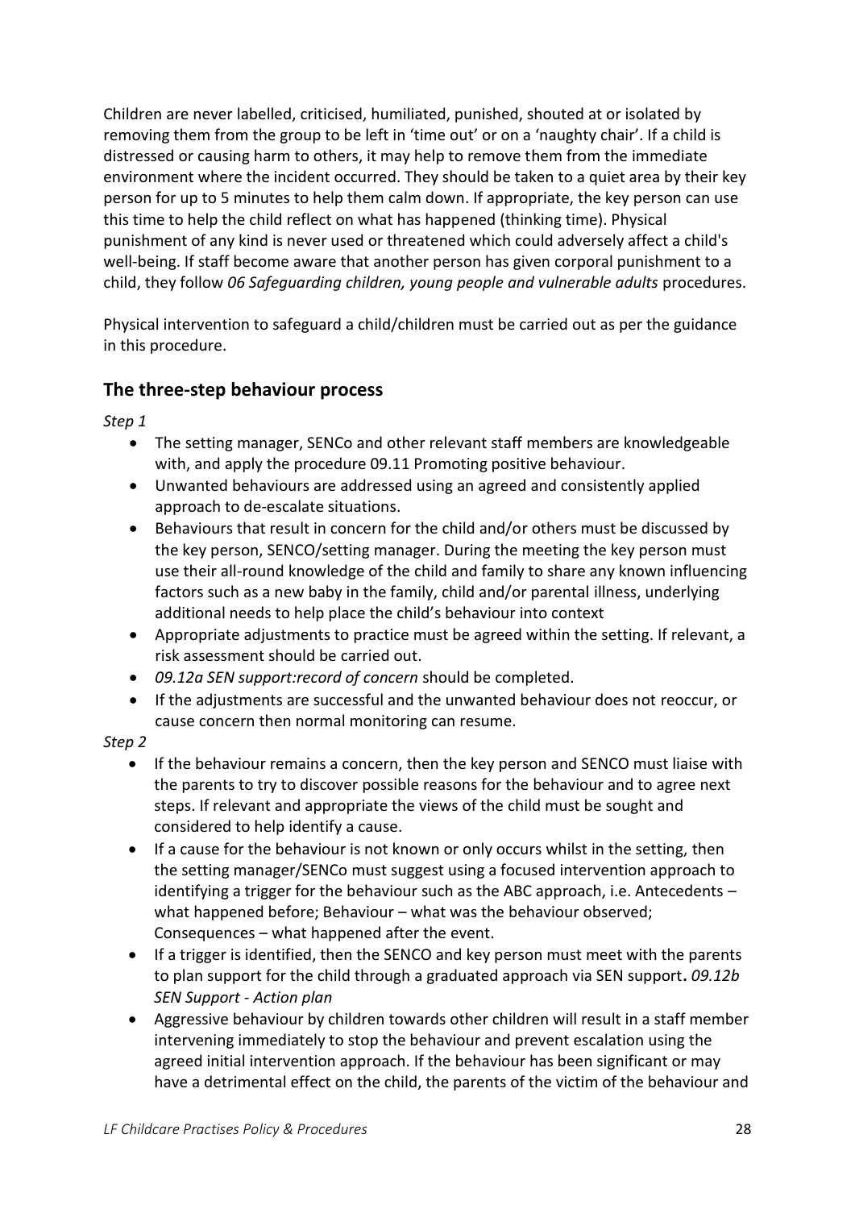Children are never labelled, criticised, humiliated, punished, shouted at or isolated by removing them from the group to be left in 'time out' or on a 'naughty chair'. If a child is distressed or causing harm to others, it may help to remove them from the immediate environment where the incident occurred. They should be taken to a quiet area by their key person for up to 5 minutes to help them calm down. If appropriate, the key person can use this time to help the child reflect on what has happened (thinking time). Physical punishment of any kind is never used or threatened which could adversely affect a child's well-being. If staff become aware that another person has given corporal punishment to a child, they follow *06 Safeguarding children, young people and vulnerable adults* procedures.

Physical intervention to safeguard a child/children must be carried out as per the guidance in this procedure.

## The three-step behaviour process

*Step 1*

- The setting manager, SENCo and other relevant staff members are knowledgeable with, and apply the procedure 09.11 Promoting positive behaviour.
- Unwanted behaviours are addressed using an agreed and consistently applied approach to de-escalate situations.
- Behaviours that result in concern for the child and/or others must be discussed by the key person, SENCO/setting manager. During the meeting the key person must use their all-round knowledge of the child and family to share any known influencing factors such as a new baby in the family, child and/or parental illness, underlying additional needs to help place the child's behaviour into context
- Appropriate adjustments to practice must be agreed within the setting. If relevant, a risk assessment should be carried out.
- *09.12a SEN support:record of concern* should be completed.
- If the adjustments are successful and the unwanted behaviour does not reoccur, or cause concern then normal monitoring can resume.

*Step 2*

- If the behaviour remains a concern, then the key person and SENCO must liaise with the parents to try to discover possible reasons for the behaviour and to agree next steps. If relevant and appropriate the views of the child must be sought and considered to help identify a cause.
- If a cause for the behaviour is not known or only occurs whilst in the setting, then the setting manager/SENCo must suggest using a focused intervention approach to identifying a trigger for the behaviour such as the ABC approach, i.e. Antecedents – what happened before; Behaviour – what was the behaviour observed; Consequences – what happened after the event.
- If a trigger is identified, then the SENCO and key person must meet with the parents to plan support for the child through a graduated approach via SEN support**.** *09.12b SEN Support - Action plan*
- Aggressive behaviour by children towards other children will result in a staff member intervening immediately to stop the behaviour and prevent escalation using the agreed initial intervention approach. If the behaviour has been significant or may have a detrimental effect on the child, the parents of the victim of the behaviour and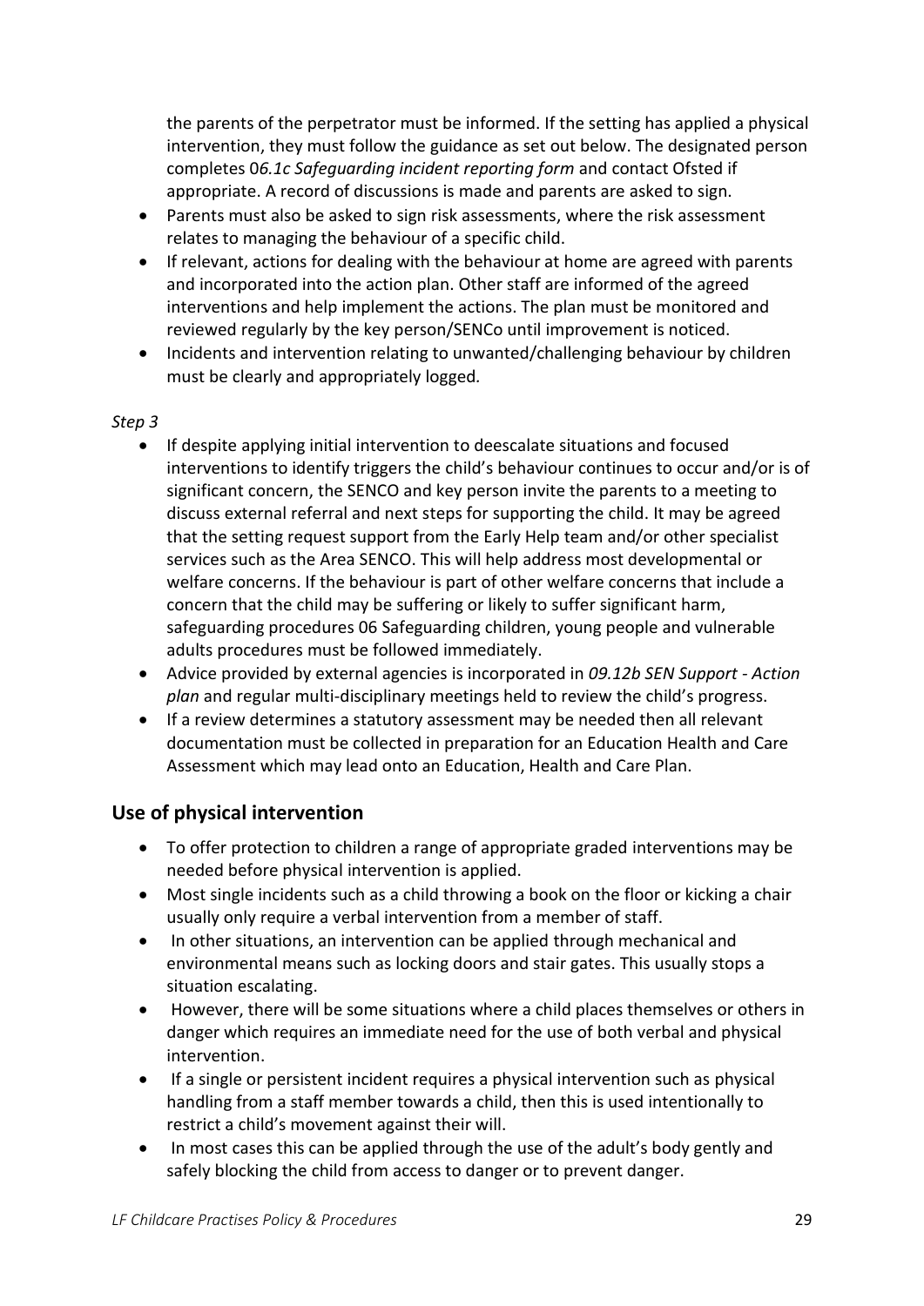the parents of the perpetrator must be informed. If the setting has applied a physical intervention, they must follow the guidance as set out below. The designated person completes 0*6.1c Safeguarding incident reporting form* and contact Ofsted if appropriate. A record of discussions is made and parents are asked to sign.

- Parents must also be asked to sign risk assessments, where the risk assessment relates to managing the behaviour of a specific child.
- If relevant, actions for dealing with the behaviour at home are agreed with parents and incorporated into the action plan. Other staff are informed of the agreed interventions and help implement the actions. The plan must be monitored and reviewed regularly by the key person/SENCo until improvement is noticed.
- Incidents and intervention relating to unwanted/challenging behaviour by children must be clearly and appropriately logged.

*Step 3*

- If despite applying initial intervention to deescalate situations and focused interventions to identify triggers the child's behaviour continues to occur and/or is of significant concern, the SENCO and key person invite the parents to a meeting to discuss external referral and next steps for supporting the child. It may be agreed that the setting request support from the Early Help team and/or other specialist services such as the Area SENCO. This will help address most developmental or welfare concerns. If the behaviour is part of other welfare concerns that include a concern that the child may be suffering or likely to suffer significant harm, safeguarding procedures 06 Safeguarding children, young people and vulnerable adults procedures must be followed immediately.
- Advice provided by external agencies is incorporated in *09.12b SEN Support - Action plan* and regular multi-disciplinary meetings held to review the child's progress.
- If a review determines a statutory assessment may be needed then all relevant documentation must be collected in preparation for an Education Health and Care Assessment which may lead onto an Education, Health and Care Plan.

## Use of physical intervention

- To offer protection to children a range of appropriate graded interventions may be needed before physical intervention is applied.
- Most single incidents such as a child throwing a book on the floor or kicking a chair usually only require a verbal intervention from a member of staff.
- In other situations, an intervention can be applied through mechanical and environmental means such as locking doors and stair gates. This usually stops a situation escalating.
- However, there will be some situations where a child places themselves or others in danger which requires an immediate need for the use of both verbal and physical intervention.
- If a single or persistent incident requires a physical intervention such as physical handling from a staff member towards a child, then this is used intentionally to restrict a child's movement against their will.
- In most cases this can be applied through the use of the adult's body gently and safely blocking the child from access to danger or to prevent danger.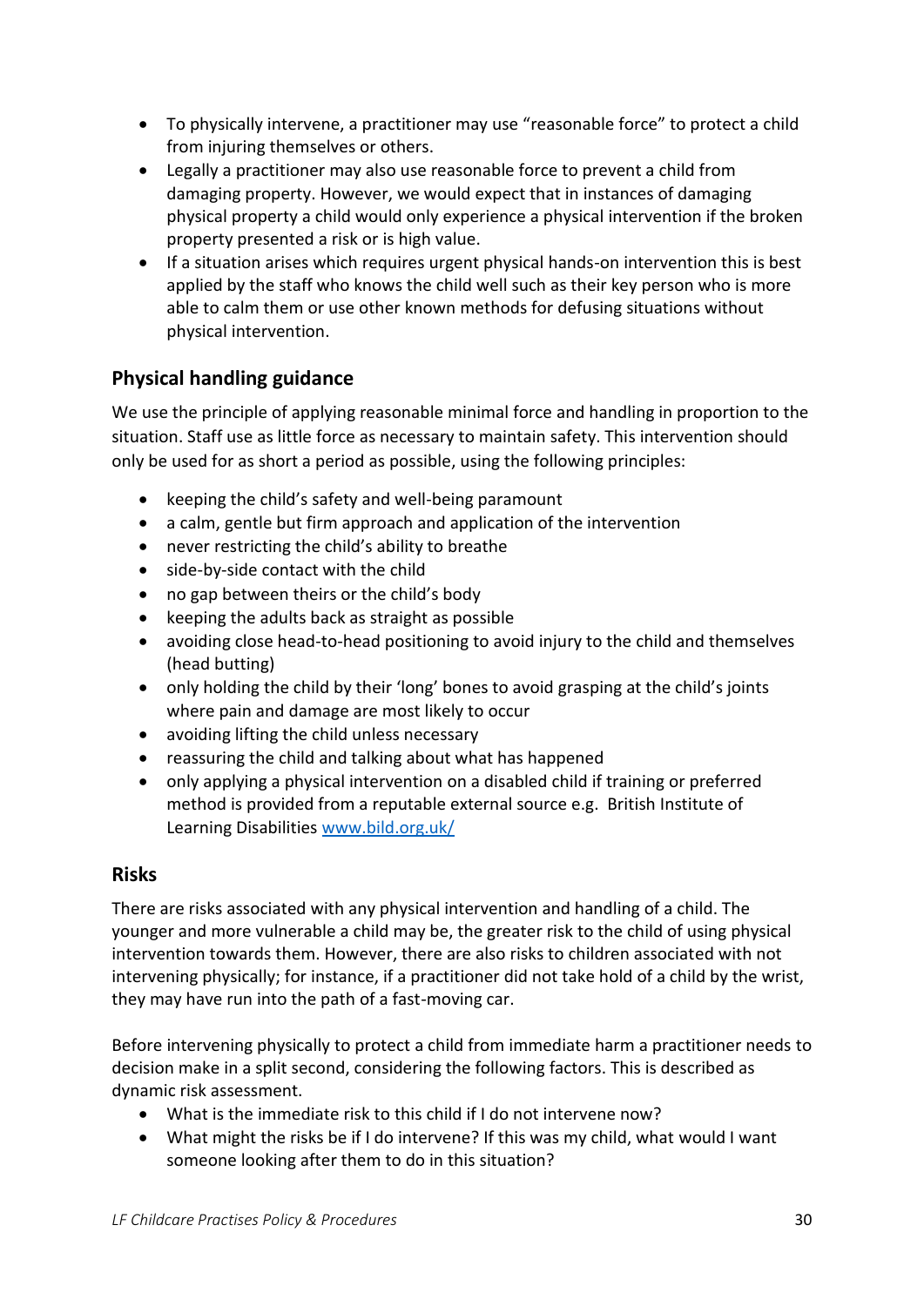- To physically intervene, a practitioner may use "reasonable force" to protect a child from injuring themselves or others.
- Legally a practitioner may also use reasonable force to prevent a child from damaging property. However, we would expect that in instances of damaging physical property a child would only experience a physical intervention if the broken property presented a risk or is high value.
- If a situation arises which requires urgent physical hands-on intervention this is best applied by the staff who knows the child well such as their key person who is more able to calm them or use other known methods for defusing situations without physical intervention.

## Physical handling guidance

We use the principle of applying reasonable minimal force and handling in proportion to the situation. Staff use as little force as necessary to maintain safety. This intervention should only be used for as short a period as possible, using the following principles:

- keeping the child's safety and well-being paramount
- a calm, gentle but firm approach and application of the intervention
- never restricting the child's ability to breathe
- side-by-side contact with the child
- no gap between theirs or the child's body
- keeping the adults back as straight as possible
- avoiding close head-to-head positioning to avoid injury to the child and themselves (head butting)
- only holding the child by their 'long' bones to avoid grasping at the child's joints where pain and damage are most likely to occur
- avoiding lifting the child unless necessary
- reassuring the child and talking about what has happened
- only applying a physical intervention on a disabled child if training or preferred method is provided from a reputable external source e.g. British Institute of Learning Disabilities [www.bild.org.uk/](www.bild.org.uk/)

## Risks

There are risks associated with any physical intervention and handling of a child. The younger and more vulnerable a child may be, the greater risk to the child of using physical intervention towards them. However, there are also risks to children associated with not intervening physically; for instance, if a practitioner did not take hold of a child by the wrist, they may have run into the path of a fast-moving car.

Before intervening physically to protect a child from immediate harm a practitioner needs to decision make in a split second, considering the following factors. This is described as dynamic risk assessment.

- What is the immediate risk to this child if I do not intervene now?
- What might the risks be if I do intervene? If this was my child, what would I want someone looking after them to do in this situation?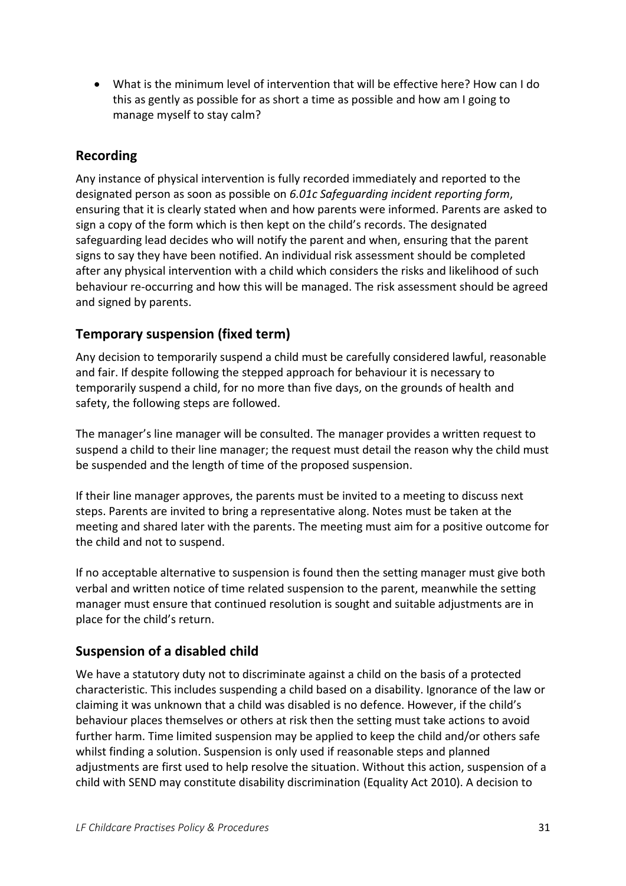- What is the minimum level of intervention that will be effective here? How can I do this as gently as possible for as short a time as possible and how am I going to manage myself to stay calm?

## Recording

Any instance of physical intervention is fully recorded immediately and reported to the designated person as soon as possible on *6.01c Safeguarding incident reporting form*, ensuring that it is clearly stated when and how parents were informed. Parents are asked to sign a copy of the form which is then kept on the child's records. The designated safeguarding lead decides who will notify the parent and when, ensuring that the parent signs to say they have been notified. An individual risk assessment should be completed after any physical intervention with a child which considers the risks and likelihood of such behaviour re-occurring and how this will be managed. The risk assessment should be agreed and signed by parents.

## Temporary suspension (fixed term)

Any decision to temporarily suspend a child must be carefully considered lawful, reasonable and fair. If despite following the stepped approach for behaviour it is necessary to temporarily suspend a child, for no more than five days, on the grounds of health and safety, the following steps are followed.

The manager's line manager will be consulted. The manager provides a written request to suspend a child to their line manager; the request must detail the reason why the child must be suspended and the length of time of the proposed suspension.

If their line manager approves, the parents must be invited to a meeting to discuss next steps. Parents are invited to bring a representative along. Notes must be taken at the meeting and shared later with the parents. The meeting must aim for a positive outcome for the child and not to suspend.

If no acceptable alternative to suspension is found then the setting manager must give both verbal and written notice of time related suspension to the parent, meanwhile the setting manager must ensure that continued resolution is sought and suitable adjustments are in place for the child's return.

## Suspension of a disabled child

We have a statutory duty not to discriminate against a child on the basis of a protected characteristic. This includes suspending a child based on a disability. Ignorance of the law or claiming it was unknown that a child was disabled is no defence. However, if the child's behaviour places themselves or others at risk then the setting must take actions to avoid further harm. Time limited suspension may be applied to keep the child and/or others safe whilst finding a solution. Suspension is only used if reasonable steps and planned adjustments are first used to help resolve the situation. Without this action, suspension of a child with SEND may constitute disability discrimination (Equality Act 2010). A decision to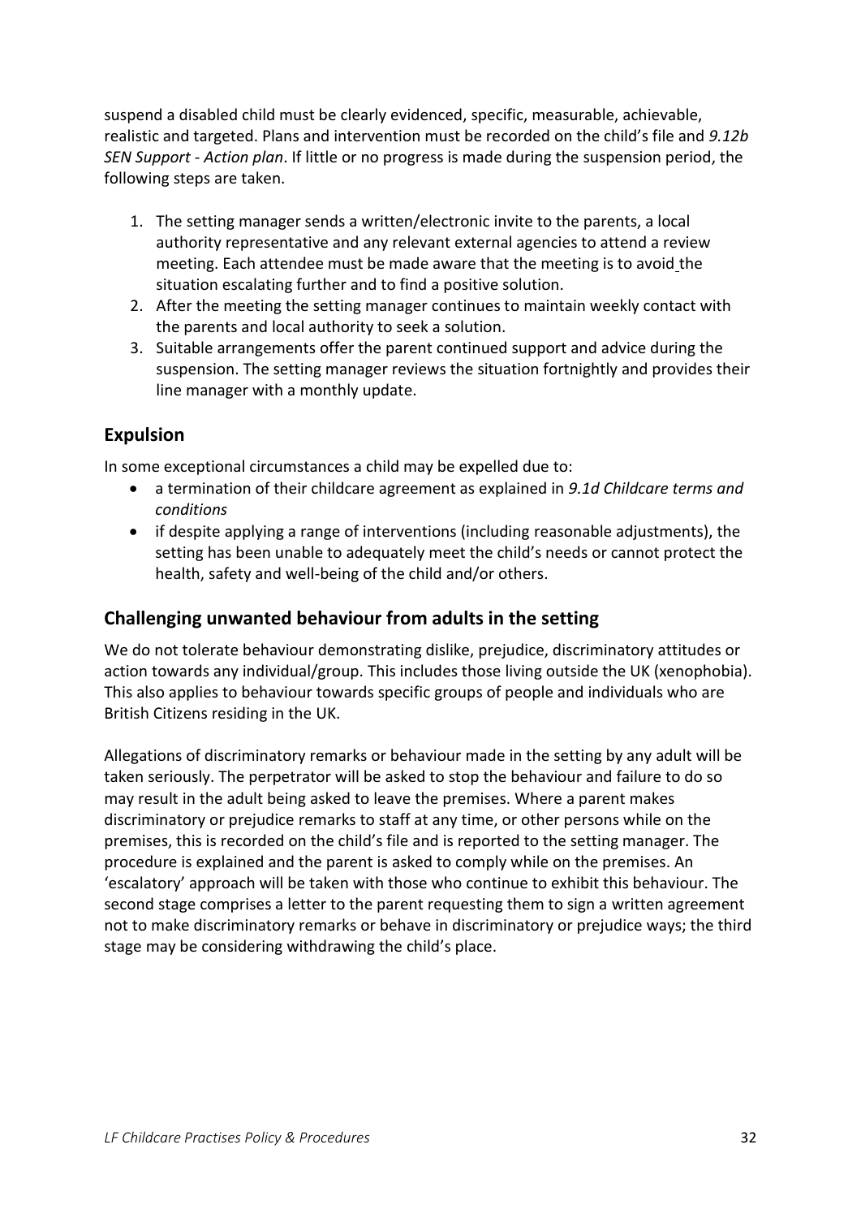suspend a disabled child must be clearly evidenced, specific, measurable, achievable, realistic and targeted. Plans and intervention must be recorded on the child's file and *9.12b SEN Support - Action plan*. If little or no progress is made during the suspension period, the following steps are taken.

1. The setting manager sends a written/electronic invite to the parents, a local authority representative and any relevant external agencies to attend a review meeting. Each attendee must be made aware that the meeting is to avoid the situation escalating further and to find a positive solution.
2. After the meeting the setting manager continues to maintain weekly contact with the parents and local authority to seek a solution.
3. Suitable arrangements offer the parent continued support and advice during the suspension. The setting manager reviews the situation fortnightly and provides their line manager with a monthly update.

## Expulsion

In some exceptional circumstances a child may be expelled due to:

- a termination of their childcare agreement as explained in *9.1d Childcare terms and conditions*
- if despite applying a range of interventions (including reasonable adjustments), the setting has been unable to adequately meet the child's needs or cannot protect the health, safety and well-being of the child and/or others.

## Challenging unwanted behaviour from adults in the setting

We do not tolerate behaviour demonstrating dislike, prejudice, discriminatory attitudes or action towards any individual/group. This includes those living outside the UK (xenophobia). This also applies to behaviour towards specific groups of people and individuals who are British Citizens residing in the UK.

Allegations of discriminatory remarks or behaviour made in the setting by any adult will be taken seriously. The perpetrator will be asked to stop the behaviour and failure to do so may result in the adult being asked to leave the premises. Where a parent makes discriminatory or prejudice remarks to staff at any time, or other persons while on the premises, this is recorded on the child's file and is reported to the setting manager. The procedure is explained and the parent is asked to comply while on the premises. An 'escalatory' approach will be taken with those who continue to exhibit this behaviour. The second stage comprises a letter to the parent requesting them to sign a written agreement not to make discriminatory remarks or behave in discriminatory or prejudice ways; the third stage may be considering withdrawing the child's place.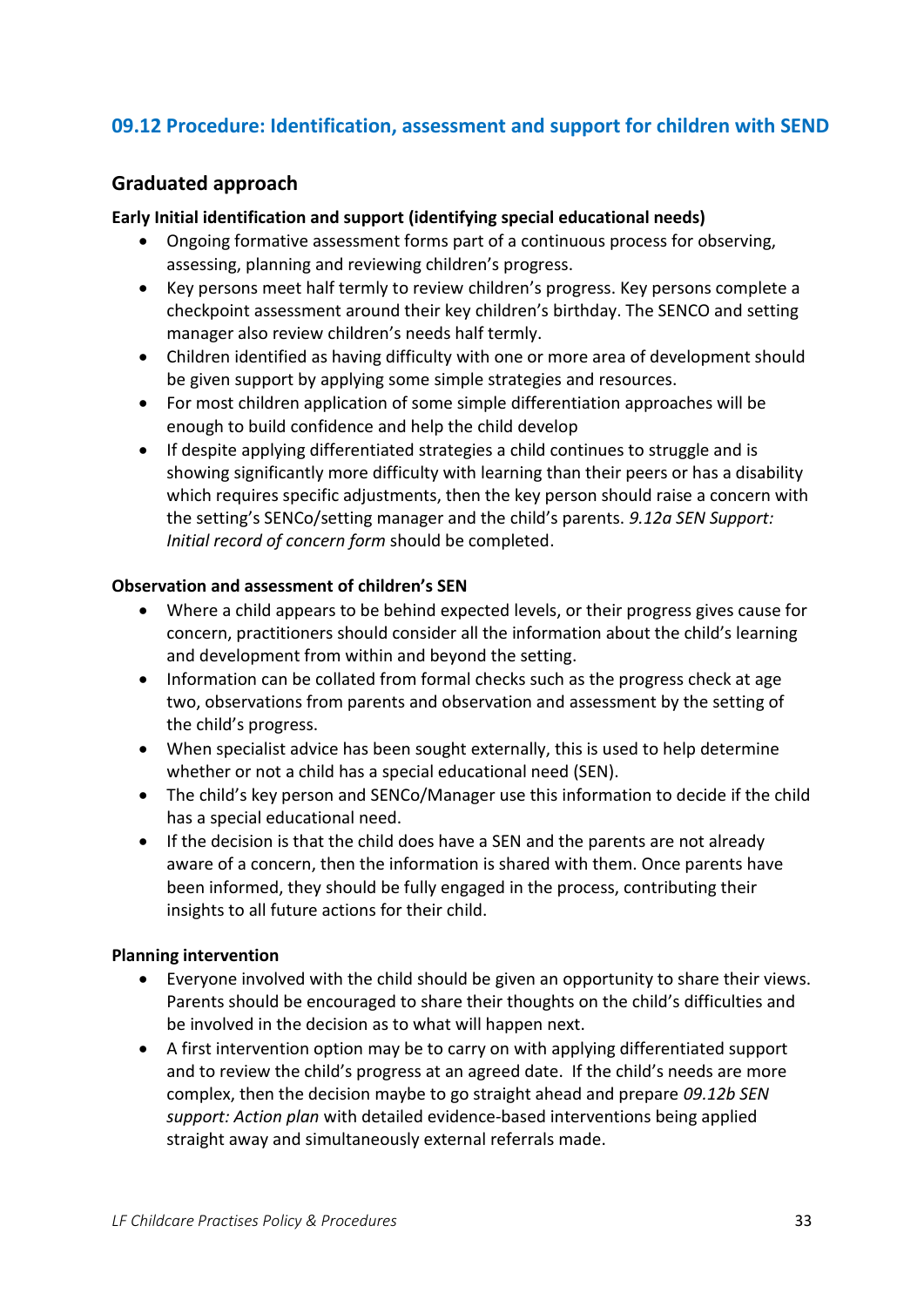## 09.12 Procedure: Identification, assessment and support for children with SEND

### Graduated approach

**Early Initial identification and support (identifying special educational needs)**

- Ongoing formative assessment forms part of a continuous process for observing, assessing, planning and reviewing children's progress.
- Key persons meet half termly to review children's progress. Key persons complete a checkpoint assessment around their key children's birthday. The SENCO and setting manager also review children's needs half termly.
- Children identified as having difficulty with one or more area of development should be given support by applying some simple strategies and resources.
- For most children application of some simple differentiation approaches will be enough to build confidence and help the child develop
- If despite applying differentiated strategies a child continues to struggle and is showing significantly more difficulty with learning than their peers or has a disability which requires specific adjustments, then the key person should raise a concern with the setting's SENCo/setting manager and the child's parents. *9.12a SEN Support: Initial record of concern form* should be completed.

**Observation and assessment of children's SEN**

- Where a child appears to be behind expected levels, or their progress gives cause for concern, practitioners should consider all the information about the child's learning and development from within and beyond the setting.
- Information can be collated from formal checks such as the progress check at age two, observations from parents and observation and assessment by the setting of the child's progress.
- When specialist advice has been sought externally, this is used to help determine whether or not a child has a special educational need (SEN).
- The child's key person and SENCo/Manager use this information to decide if the child has a special educational need.
- If the decision is that the child does have a SEN and the parents are not already aware of a concern, then the information is shared with them. Once parents have been informed, they should be fully engaged in the process, contributing their insights to all future actions for their child.

**Planning intervention**

- Everyone involved with the child should be given an opportunity to share their views. Parents should be encouraged to share their thoughts on the child's difficulties and be involved in the decision as to what will happen next.
- A first intervention option may be to carry on with applying differentiated support and to review the child's progress at an agreed date. If the child's needs are more complex, then the decision maybe to go straight ahead and prepare *09.12b SEN support: Action plan* with detailed evidence-based interventions being applied straight away and simultaneously external referrals made.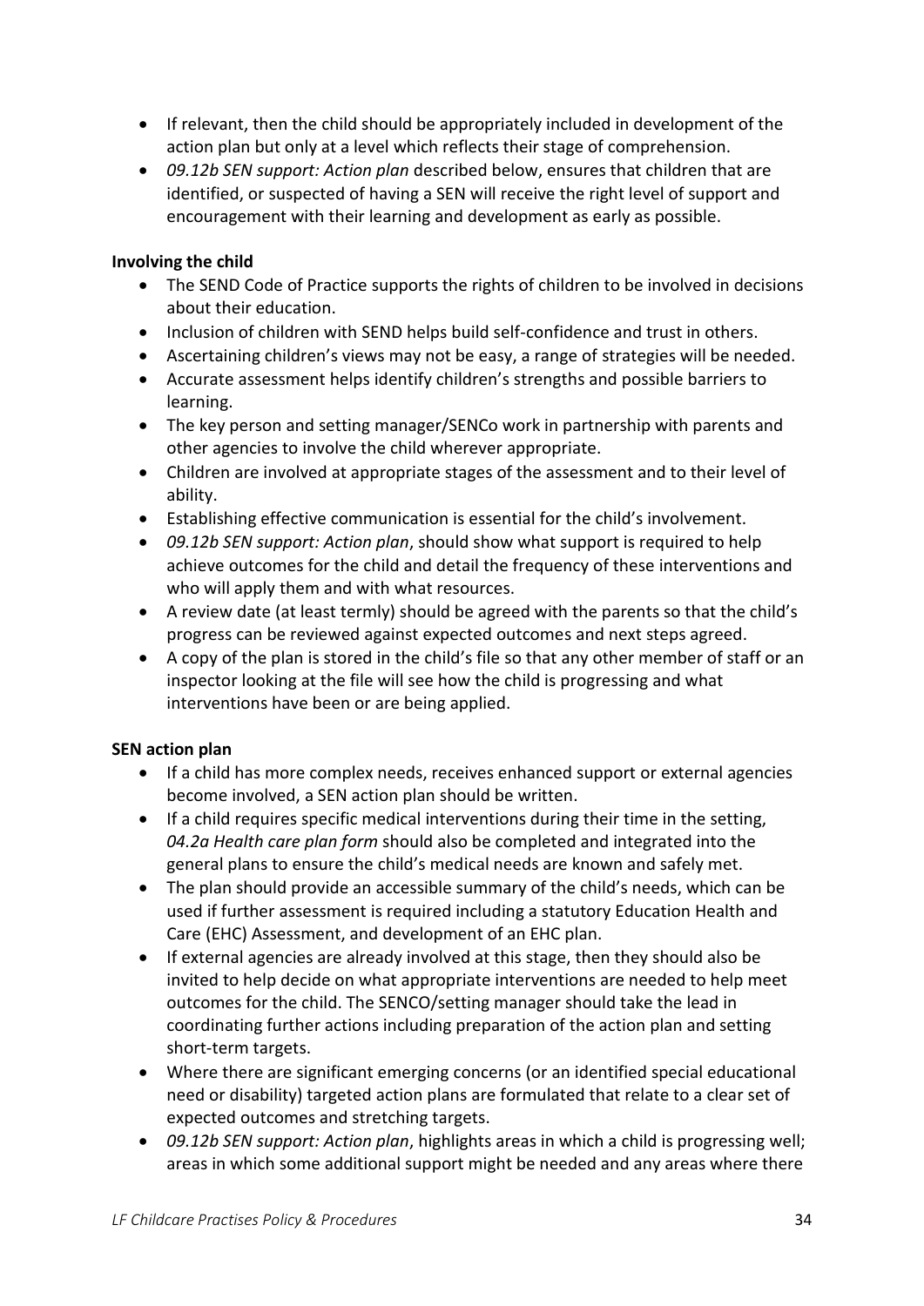- If relevant, then the child should be appropriately included in development of the action plan but only at a level which reflects their stage of comprehension.
- *09.12b SEN support: Action plan* described below, ensures that children that are identified, or suspected of having a SEN will receive the right level of support and encouragement with their learning and development as early as possible.

**Involving the child**

- The SEND Code of Practice supports the rights of children to be involved in decisions about their education.
- Inclusion of children with SEND helps build self-confidence and trust in others.
- Ascertaining children's views may not be easy, a range of strategies will be needed.
- Accurate assessment helps identify children's strengths and possible barriers to learning.
- The key person and setting manager/SENCo work in partnership with parents and other agencies to involve the child wherever appropriate.
- Children are involved at appropriate stages of the assessment and to their level of ability.
- Establishing effective communication is essential for the child's involvement.
- *09.12b SEN support: Action plan*, should show what support is required to help achieve outcomes for the child and detail the frequency of these interventions and who will apply them and with what resources.
- A review date (at least termly) should be agreed with the parents so that the child's progress can be reviewed against expected outcomes and next steps agreed.
- A copy of the plan is stored in the child's file so that any other member of staff or an inspector looking at the file will see how the child is progressing and what interventions have been or are being applied.

**SEN action plan**

- If a child has more complex needs, receives enhanced support or external agencies become involved, a SEN action plan should be written.
- If a child requires specific medical interventions during their time in the setting, *04.2a Health care plan form* should also be completed and integrated into the general plans to ensure the child's medical needs are known and safely met.
- The plan should provide an accessible summary of the child's needs, which can be used if further assessment is required including a statutory Education Health and Care (EHC) Assessment, and development of an EHC plan.
- If external agencies are already involved at this stage, then they should also be invited to help decide on what appropriate interventions are needed to help meet outcomes for the child. The SENCO/setting manager should take the lead in coordinating further actions including preparation of the action plan and setting short-term targets.
- Where there are significant emerging concerns (or an identified special educational need or disability) targeted action plans are formulated that relate to a clear set of expected outcomes and stretching targets.
- *09.12b SEN support: Action plan*, highlights areas in which a child is progressing well; areas in which some additional support might be needed and any areas where there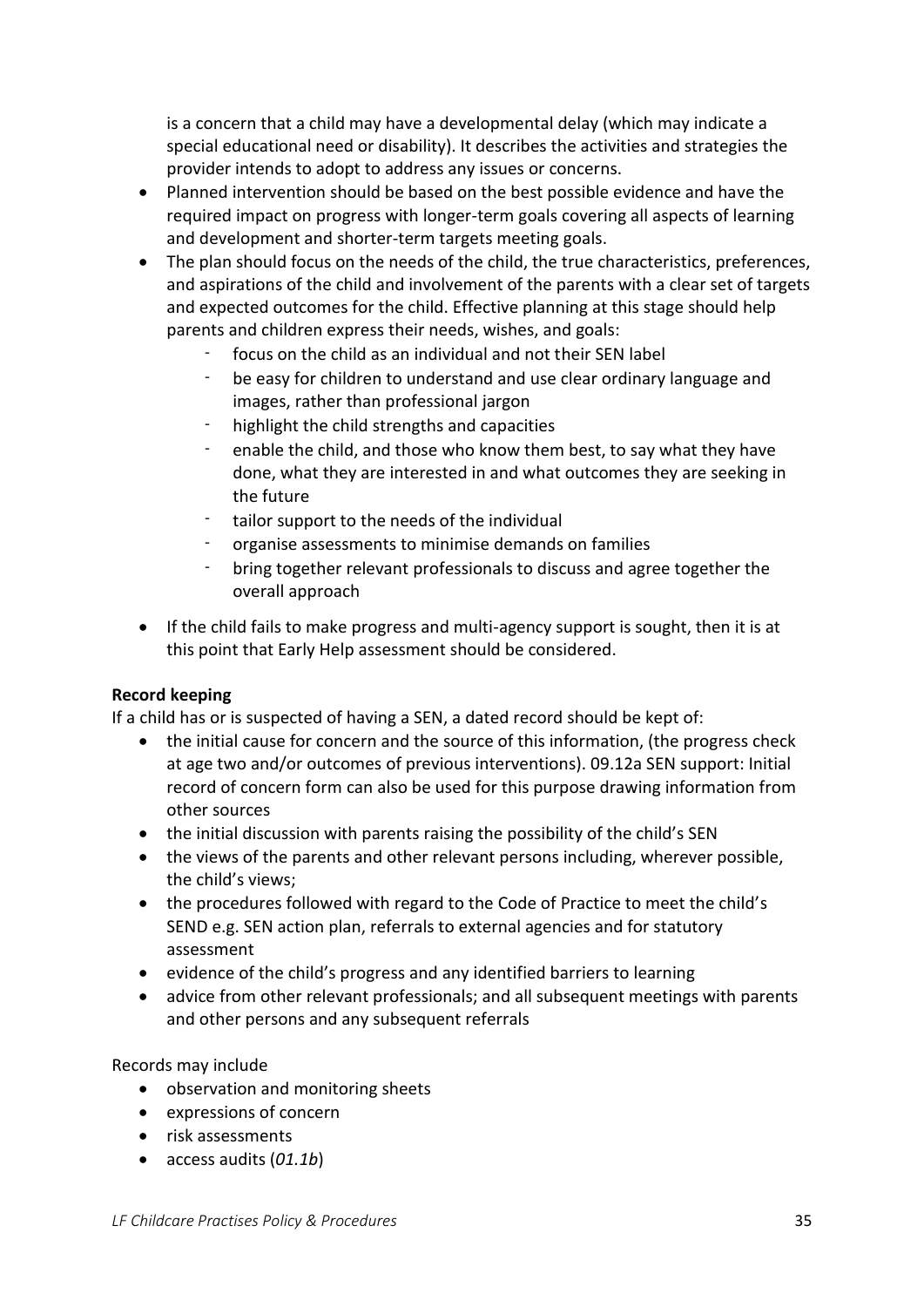is a concern that a child may have a developmental delay (which may indicate a special educational need or disability). It describes the activities and strategies the provider intends to adopt to address any issues or concerns.

- Planned intervention should be based on the best possible evidence and have the required impact on progress with longer-term goals covering all aspects of learning and development and shorter-term targets meeting goals.
- The plan should focus on the needs of the child, the true characteristics, preferences, and aspirations of the child and involvement of the parents with a clear set of targets and expected outcomes for the child. Effective planning at this stage should help parents and children express their needs, wishes, and goals:
  - focus on the child as an individual and not their SEN label
  - be easy for children to understand and use clear ordinary language and images, rather than professional jargon
  - highlight the child strengths and capacities
  - enable the child, and those who know them best, to say what they have done, what they are interested in and what outcomes they are seeking in the future
  - tailor support to the needs of the individual
  - organise assessments to minimise demands on families
  - bring together relevant professionals to discuss and agree together the overall approach
- If the child fails to make progress and multi-agency support is sought, then it is at this point that Early Help assessment should be considered.

**Record keeping**

If a child has or is suspected of having a SEN, a dated record should be kept of:

- the initial cause for concern and the source of this information, (the progress check at age two and/or outcomes of previous interventions). 09.12a SEN support: Initial record of concern form can also be used for this purpose drawing information from other sources
- the initial discussion with parents raising the possibility of the child's SEN
- the views of the parents and other relevant persons including, wherever possible, the child's views;
- the procedures followed with regard to the Code of Practice to meet the child's SEND e.g. SEN action plan, referrals to external agencies and for statutory assessment
- evidence of the child's progress and any identified barriers to learning
- advice from other relevant professionals; and all subsequent meetings with parents and other persons and any subsequent referrals

Records may include

- observation and monitoring sheets
- expressions of concern
- risk assessments
- access audits (*01.1b*)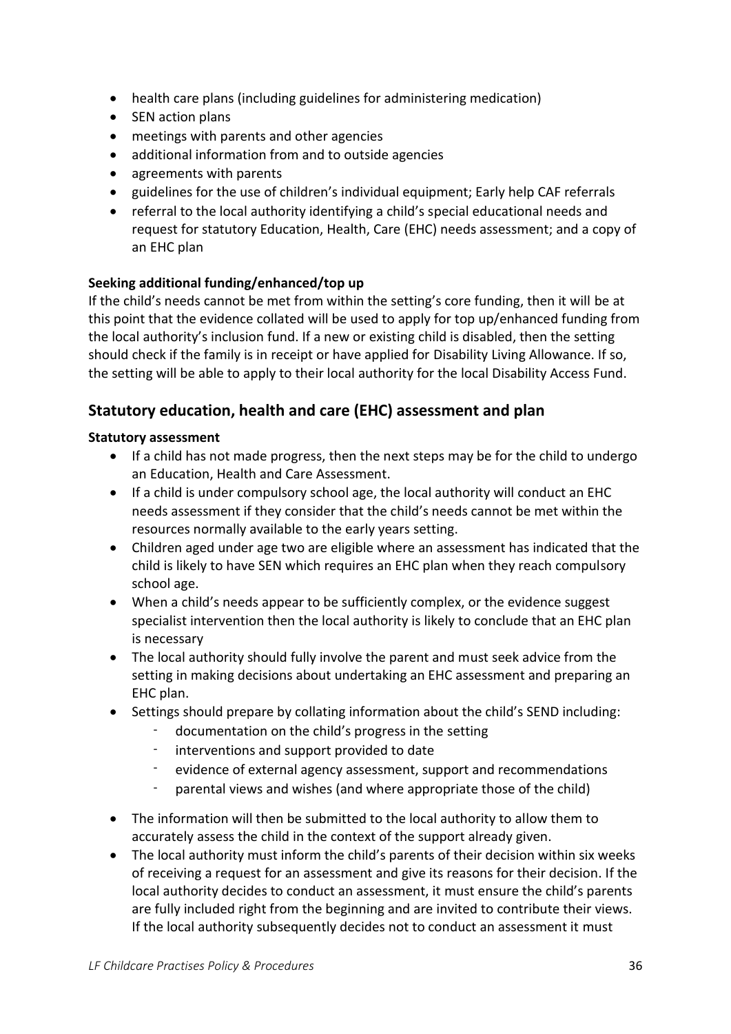- health care plans (including guidelines for administering medication)
- SEN action plans
- meetings with parents and other agencies
- additional information from and to outside agencies
- agreements with parents
- guidelines for the use of children's individual equipment; Early help CAF referrals
- referral to the local authority identifying a child's special educational needs and request for statutory Education, Health, Care (EHC) needs assessment; and a copy of an EHC plan

**Seeking additional funding/enhanced/top up**

If the child's needs cannot be met from within the setting's core funding, then it will be at this point that the evidence collated will be used to apply for top up/enhanced funding from the local authority's inclusion fund. If a new or existing child is disabled, then the setting should check if the family is in receipt or have applied for Disability Living Allowance. If so, the setting will be able to apply to their local authority for the local Disability Access Fund.

## Statutory education, health and care (EHC) assessment and plan

**Statutory assessment**

- If a child has not made progress, then the next steps may be for the child to undergo an Education, Health and Care Assessment.
- If a child is under compulsory school age, the local authority will conduct an EHC needs assessment if they consider that the child's needs cannot be met within the resources normally available to the early years setting.
- Children aged under age two are eligible where an assessment has indicated that the child is likely to have SEN which requires an EHC plan when they reach compulsory school age.
- When a child's needs appear to be sufficiently complex, or the evidence suggest specialist intervention then the local authority is likely to conclude that an EHC plan is necessary
- The local authority should fully involve the parent and must seek advice from the setting in making decisions about undertaking an EHC assessment and preparing an EHC plan.
- Settings should prepare by collating information about the child's SEND including:
  - documentation on the child's progress in the setting
  - interventions and support provided to date
  - evidence of external agency assessment, support and recommendations
  - parental views and wishes (and where appropriate those of the child)
- The information will then be submitted to the local authority to allow them to accurately assess the child in the context of the support already given.
- The local authority must inform the child's parents of their decision within six weeks of receiving a request for an assessment and give its reasons for their decision. If the local authority decides to conduct an assessment, it must ensure the child's parents are fully included right from the beginning and are invited to contribute their views. If the local authority subsequently decides not to conduct an assessment it must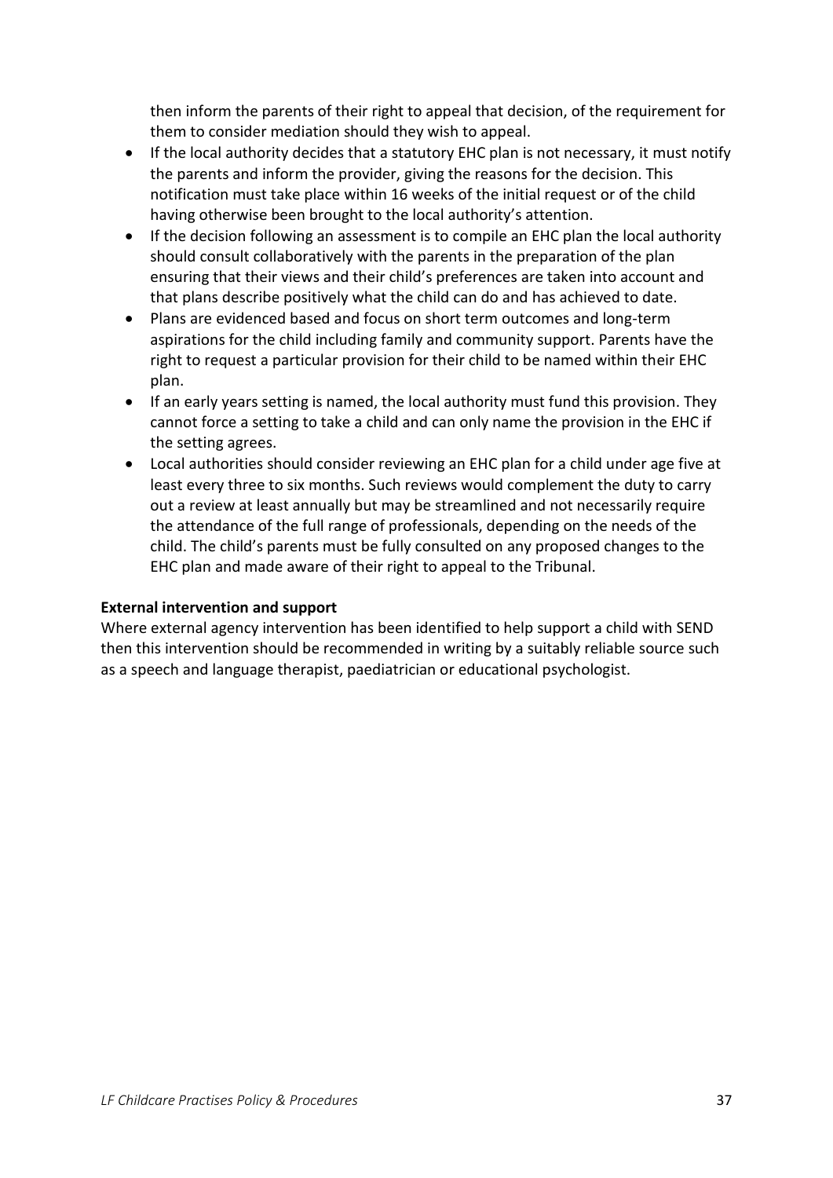then inform the parents of their right to appeal that decision, of the requirement for them to consider mediation should they wish to appeal.

- If the local authority decides that a statutory EHC plan is not necessary, it must notify the parents and inform the provider, giving the reasons for the decision. This notification must take place within 16 weeks of the initial request or of the child having otherwise been brought to the local authority's attention.
- If the decision following an assessment is to compile an EHC plan the local authority should consult collaboratively with the parents in the preparation of the plan ensuring that their views and their child's preferences are taken into account and that plans describe positively what the child can do and has achieved to date.
- Plans are evidenced based and focus on short term outcomes and long-term aspirations for the child including family and community support. Parents have the right to request a particular provision for their child to be named within their EHC plan.
- If an early years setting is named, the local authority must fund this provision. They cannot force a setting to take a child and can only name the provision in the EHC if the setting agrees.
- Local authorities should consider reviewing an EHC plan for a child under age five at least every three to six months. Such reviews would complement the duty to carry out a review at least annually but may be streamlined and not necessarily require the attendance of the full range of professionals, depending on the needs of the child. The child's parents must be fully consulted on any proposed changes to the EHC plan and made aware of their right to appeal to the Tribunal.

**External intervention and support**

Where external agency intervention has been identified to help support a child with SEND then this intervention should be recommended in writing by a suitably reliable source such as a speech and language therapist, paediatrician or educational psychologist.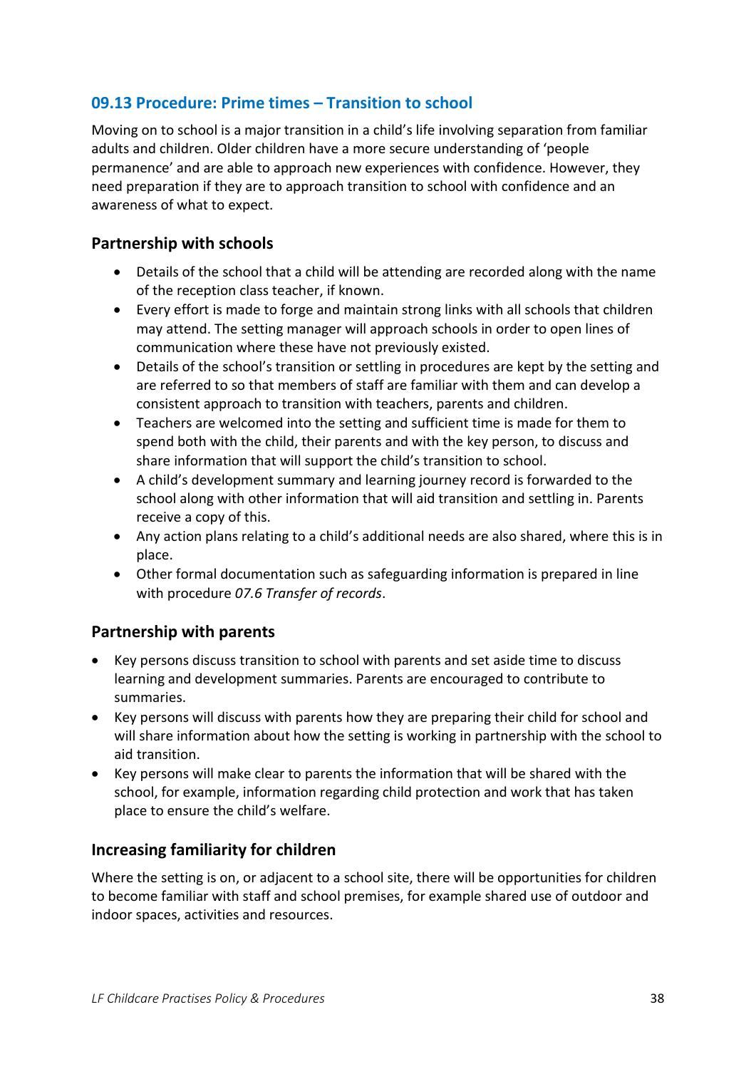## 09.13 Procedure: Prime times – Transition to school

Moving on to school is a major transition in a child's life involving separation from familiar adults and children. Older children have a more secure understanding of 'people permanence' and are able to approach new experiences with confidence. However, they need preparation if they are to approach transition to school with confidence and an awareness of what to expect.

### Partnership with schools

- Details of the school that a child will be attending are recorded along with the name of the reception class teacher, if known.
- Every effort is made to forge and maintain strong links with all schools that children may attend. The setting manager will approach schools in order to open lines of communication where these have not previously existed.
- Details of the school's transition or settling in procedures are kept by the setting and are referred to so that members of staff are familiar with them and can develop a consistent approach to transition with teachers, parents and children.
- Teachers are welcomed into the setting and sufficient time is made for them to spend both with the child, their parents and with the key person, to discuss and share information that will support the child's transition to school.
- A child's development summary and learning journey record is forwarded to the school along with other information that will aid transition and settling in. Parents receive a copy of this.
- Any action plans relating to a child's additional needs are also shared, where this is in place.
- Other formal documentation such as safeguarding information is prepared in line with procedure *07.6 Transfer of records*.

### Partnership with parents

- Key persons discuss transition to school with parents and set aside time to discuss learning and development summaries. Parents are encouraged to contribute to summaries.
- Key persons will discuss with parents how they are preparing their child for school and will share information about how the setting is working in partnership with the school to aid transition.
- Key persons will make clear to parents the information that will be shared with the school, for example, information regarding child protection and work that has taken place to ensure the child's welfare.

### Increasing familiarity for children

Where the setting is on, or adjacent to a school site, there will be opportunities for children to become familiar with staff and school premises, for example shared use of outdoor and indoor spaces, activities and resources.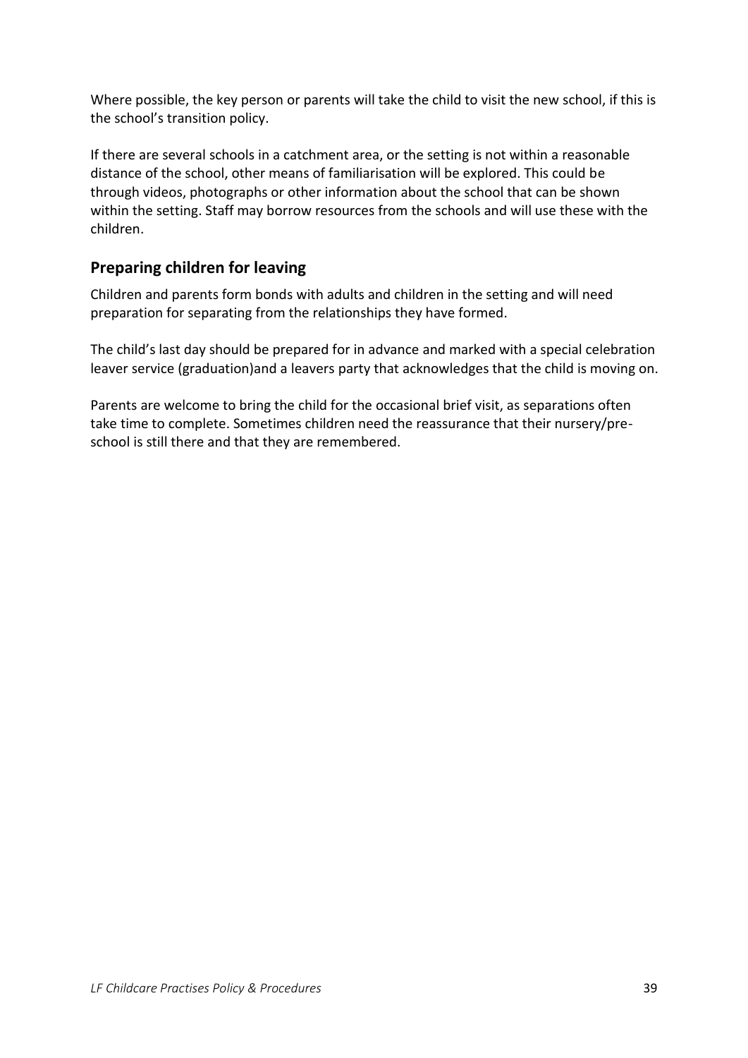Where possible, the key person or parents will take the child to visit the new school, if this is the school's transition policy.

If there are several schools in a catchment area, or the setting is not within a reasonable distance of the school, other means of familiarisation will be explored. This could be through videos, photographs or other information about the school that can be shown within the setting. Staff may borrow resources from the schools and will use these with the children.

## Preparing children for leaving

Children and parents form bonds with adults and children in the setting and will need preparation for separating from the relationships they have formed.

The child's last day should be prepared for in advance and marked with a special celebration leaver service (graduation)and a leavers party that acknowledges that the child is moving on.

Parents are welcome to bring the child for the occasional brief visit, as separations often take time to complete. Sometimes children need the reassurance that their nursery/pre-school is still there and that they are remembered.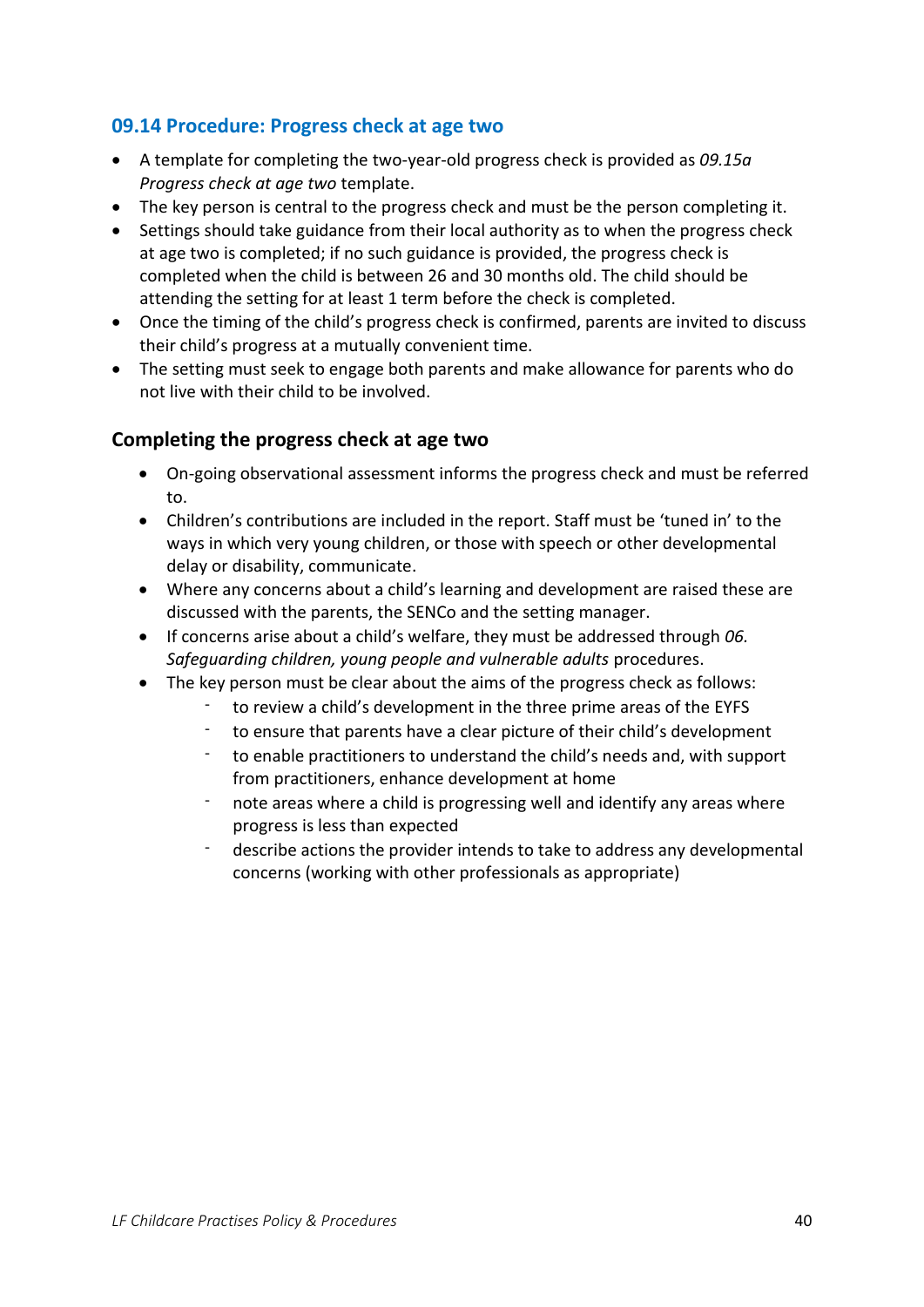## 09.14 Procedure: Progress check at age two

- A template for completing the two-year-old progress check is provided as *09.15a Progress check at age two* template.
- The key person is central to the progress check and must be the person completing it.
- Settings should take guidance from their local authority as to when the progress check at age two is completed; if no such guidance is provided, the progress check is completed when the child is between 26 and 30 months old. The child should be attending the setting for at least 1 term before the check is completed.
- Once the timing of the child's progress check is confirmed, parents are invited to discuss their child's progress at a mutually convenient time.
- The setting must seek to engage both parents and make allowance for parents who do not live with their child to be involved.

### Completing the progress check at age two

- On-going observational assessment informs the progress check and must be referred to.
- Children's contributions are included in the report. Staff must be 'tuned in' to the ways in which very young children, or those with speech or other developmental delay or disability, communicate.
- Where any concerns about a child's learning and development are raised these are discussed with the parents, the SENCo and the setting manager.
- If concerns arise about a child's welfare, they must be addressed through *06. Safeguarding children, young people and vulnerable adults* procedures.
- The key person must be clear about the aims of the progress check as follows:
  - to review a child's development in the three prime areas of the EYFS
  - to ensure that parents have a clear picture of their child's development
  - to enable practitioners to understand the child's needs and, with support from practitioners, enhance development at home
  - note areas where a child is progressing well and identify any areas where progress is less than expected
  - describe actions the provider intends to take to address any developmental concerns (working with other professionals as appropriate)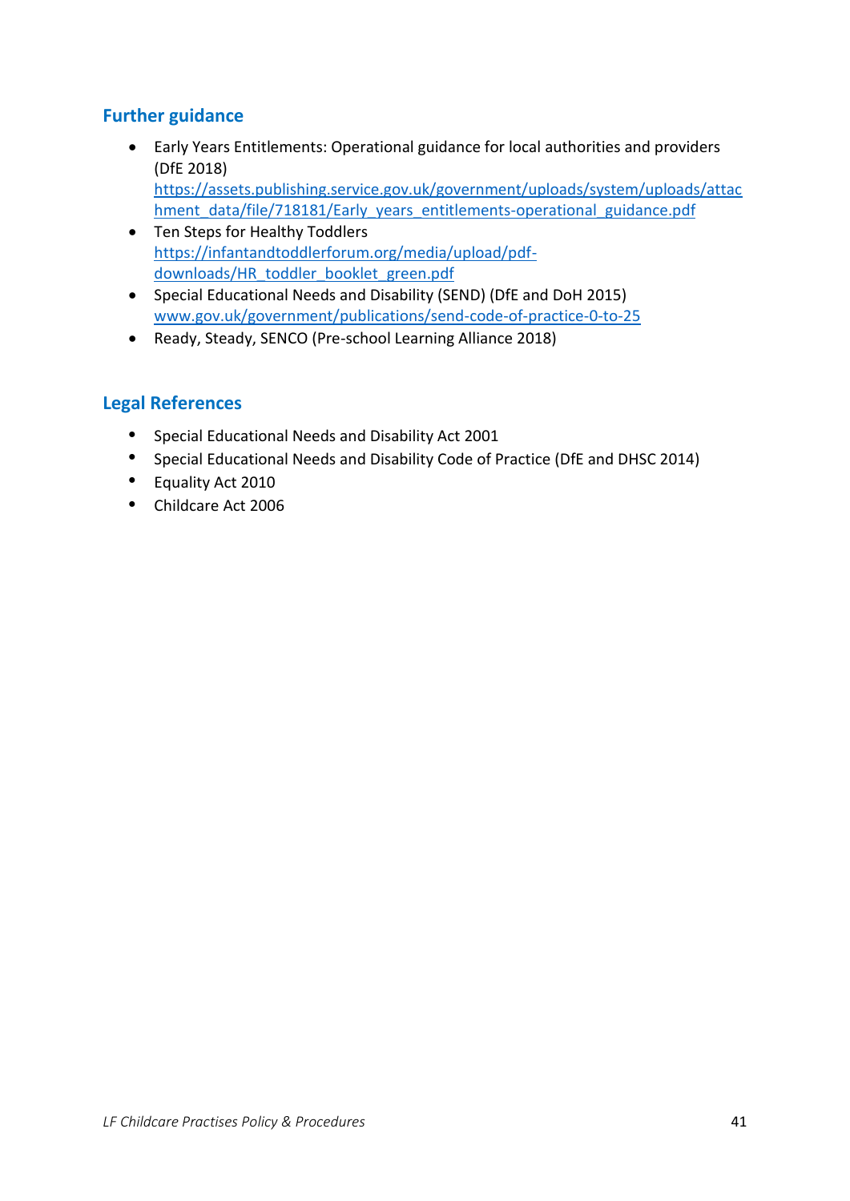## Further guidance

- Early Years Entitlements: Operational guidance for local authorities and providers (DfE 2018) https://assets.publishing.service.gov.uk/government/uploads/system/uploads/attachment_data/file/718181/Early_years_entitlements-operational_guidance.pdf
- Ten Steps for Healthy Toddlers https://infantandtoddlerforum.org/media/upload/pdf-downloads/HR_toddler_booklet_green.pdf
- Special Educational Needs and Disability (SEND) (DfE and DoH 2015) www.gov.uk/government/publications/send-code-of-practice-0-to-25
- Ready, Steady, SENCO (Pre-school Learning Alliance 2018)

## Legal References

- Special Educational Needs and Disability Act 2001
- Special Educational Needs and Disability Code of Practice (DfE and DHSC 2014)
- Equality Act 2010
- Childcare Act 2006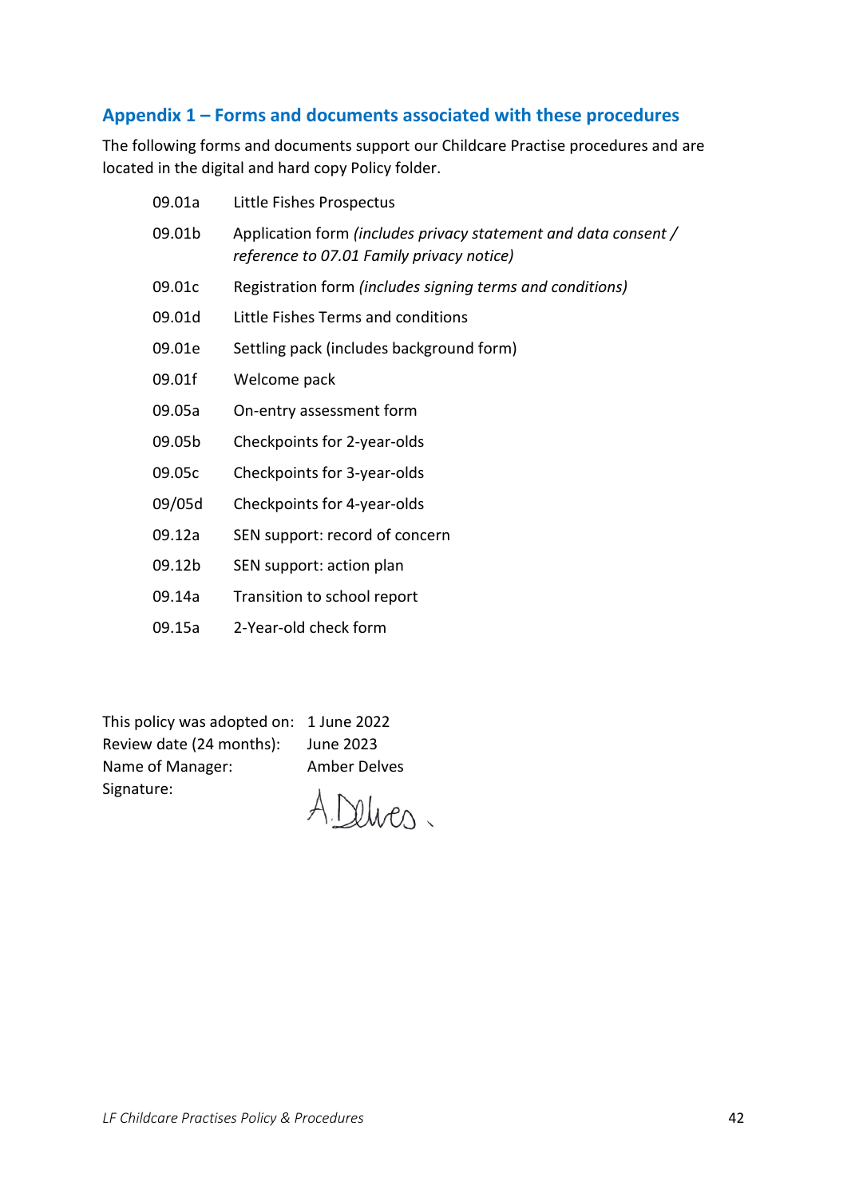## Appendix 1 – Forms and documents associated with these procedures

The following forms and documents support our Childcare Practise procedures and are located in the digital and hard copy Policy folder.

| | |
|---|---|
| 09.01a | Little Fishes Prospectus |
| 09.01b | Application form *(includes privacy statement and data consent / reference to 07.01 Family privacy notice)* |
| 09.01c | Registration form *(includes signing terms and conditions)* |
| 09.01d | Little Fishes Terms and conditions |
| 09.01e | Settling pack (includes background form) |
| 09.01f | Welcome pack |
| 09.05a | On-entry assessment form |
| 09.05b | Checkpoints for 2-year-olds |
| 09.05c | Checkpoints for 3-year-olds |
| 09/05d | Checkpoints for 4-year-olds |
| 09.12a | SEN support: record of concern |
| 09.12b | SEN support: action plan |
| 09.14a | Transition to school report |
| 09.15a | 2-Year-old check form |

This policy was adopted on: 1 June 2022
Review date (24 months): June 2023
Name of Manager: Amber Delves
Signature: A.Delves.